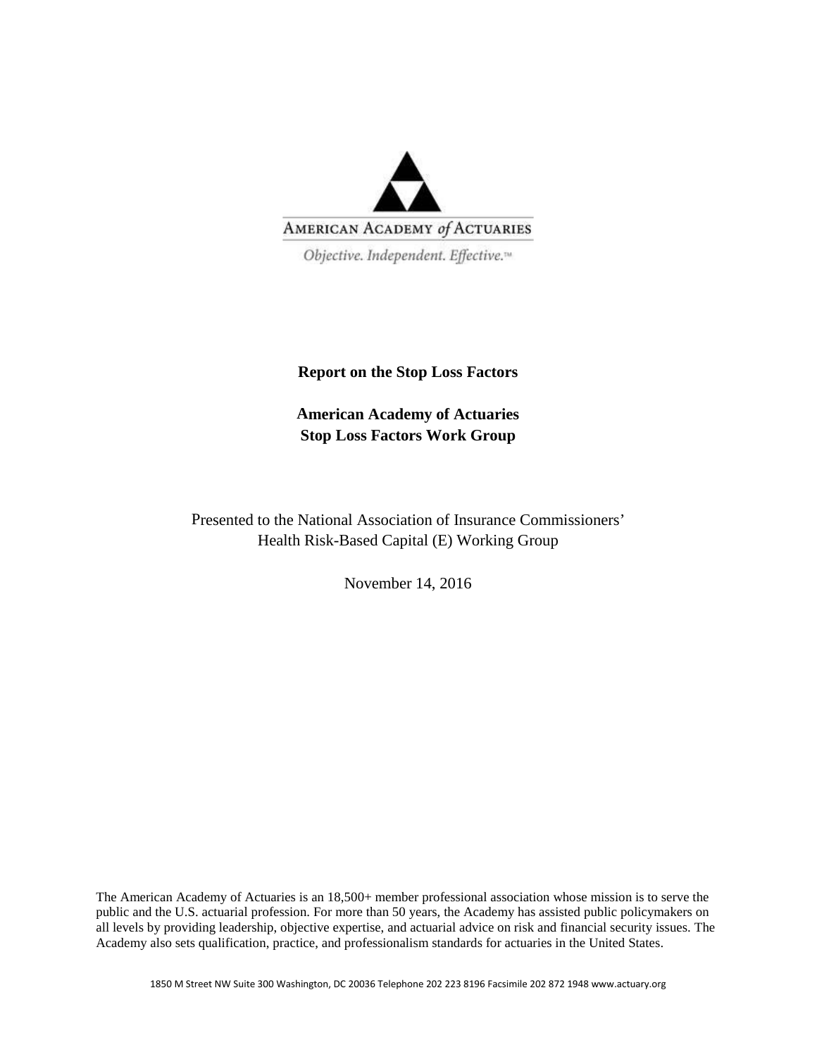AMERICAN ACADEMY *of* ACTUARIES

*Objective. Independent. Effective.™*

**Report on the Stop Loss Factors**

**American Academy of Actuaries**
**Stop Loss Factors Work Group**

Presented to the National Association of Insurance Commissioners'
Health Risk-Based Capital (E) Working Group

November 14, 2016

The American Academy of Actuaries is an 18,500+ member professional association whose mission is to serve the public and the U.S. actuarial profession. For more than 50 years, the Academy has assisted public policymakers on all levels by providing leadership, objective expertise, and actuarial advice on risk and financial security issues. The Academy also sets qualification, practice, and professionalism standards for actuaries in the United States.

1850 M Street NW Suite 300 Washington, DC 20036 Telephone 202 223 8196 Facsimile 202 872 1948 www.actuary.org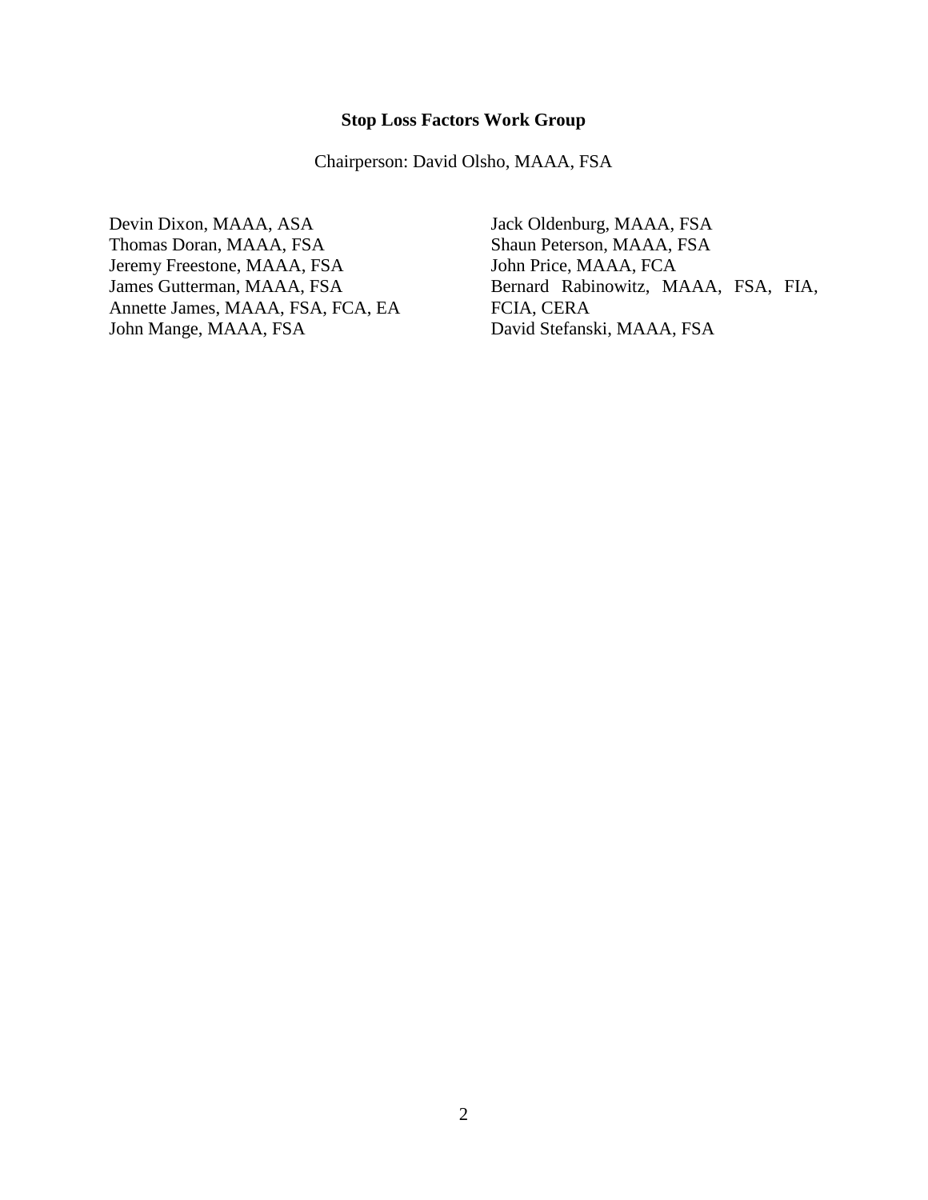**Stop Loss Factors Work Group**

Chairperson: David Olsho, MAAA, FSA

Devin Dixon, MAAA, ASA
Thomas Doran, MAAA, FSA
Jeremy Freestone, MAAA, FSA
James Gutterman, MAAA, FSA
Annette James, MAAA, FSA, FCA, EA
John Mange, MAAA, FSA
Jack Oldenburg, MAAA, FSA
Shaun Peterson, MAAA, FSA
John Price, MAAA, FCA
Bernard Rabinowitz, MAAA, FSA, FIA, FCIA, CERA
David Stefanski, MAAA, FSA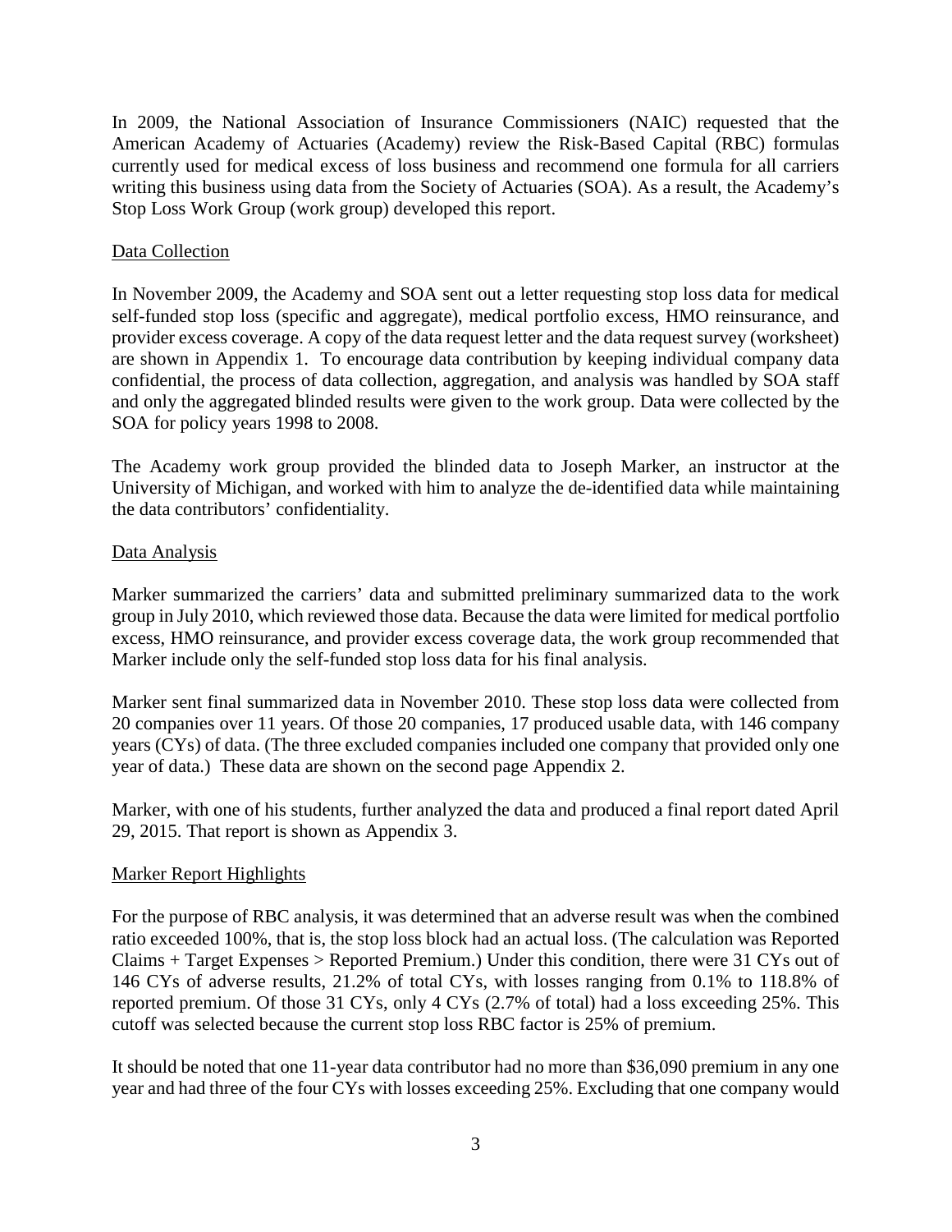In 2009, the National Association of Insurance Commissioners (NAIC) requested that the American Academy of Actuaries (Academy) review the Risk-Based Capital (RBC) formulas currently used for medical excess of loss business and recommend one formula for all carriers writing this business using data from the Society of Actuaries (SOA). As a result, the Academy's Stop Loss Work Group (work group) developed this report.

## Data Collection

In November 2009, the Academy and SOA sent out a letter requesting stop loss data for medical self-funded stop loss (specific and aggregate), medical portfolio excess, HMO reinsurance, and provider excess coverage. A copy of the data request letter and the data request survey (worksheet) are shown in Appendix 1. To encourage data contribution by keeping individual company data confidential, the process of data collection, aggregation, and analysis was handled by SOA staff and only the aggregated blinded results were given to the work group. Data were collected by the SOA for policy years 1998 to 2008.

The Academy work group provided the blinded data to Joseph Marker, an instructor at the University of Michigan, and worked with him to analyze the de-identified data while maintaining the data contributors' confidentiality.

## Data Analysis

Marker summarized the carriers' data and submitted preliminary summarized data to the work group in July 2010, which reviewed those data. Because the data were limited for medical portfolio excess, HMO reinsurance, and provider excess coverage data, the work group recommended that Marker include only the self-funded stop loss data for his final analysis.

Marker sent final summarized data in November 2010. These stop loss data were collected from 20 companies over 11 years. Of those 20 companies, 17 produced usable data, with 146 company years (CYs) of data. (The three excluded companies included one company that provided only one year of data.) These data are shown on the second page Appendix 2.

Marker, with one of his students, further analyzed the data and produced a final report dated April 29, 2015. That report is shown as Appendix 3.

## Marker Report Highlights

For the purpose of RBC analysis, it was determined that an adverse result was when the combined ratio exceeded 100%, that is, the stop loss block had an actual loss. (The calculation was Reported Claims + Target Expenses > Reported Premium.) Under this condition, there were 31 CYs out of 146 CYs of adverse results, 21.2% of total CYs, with losses ranging from 0.1% to 118.8% of reported premium. Of those 31 CYs, only 4 CYs (2.7% of total) had a loss exceeding 25%. This cutoff was selected because the current stop loss RBC factor is 25% of premium.

It should be noted that one 11-year data contributor had no more than $36,090 premium in any one year and had three of the four CYs with losses exceeding 25%. Excluding that one company would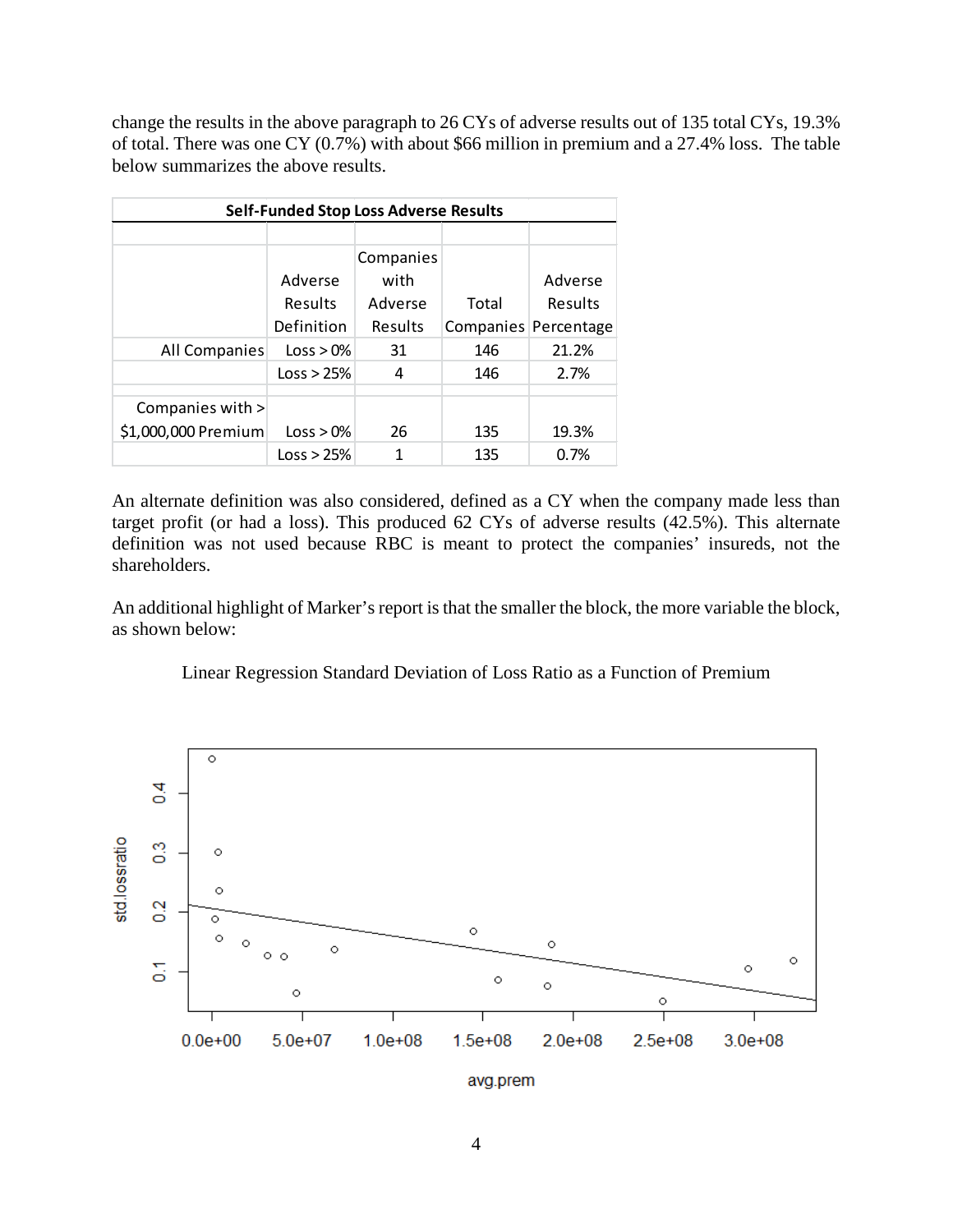change the results in the above paragraph to 26 CYs of adverse results out of 135 total CYs, 19.3% of total. There was one CY (0.7%) with about $66 million in premium and a 27.4% loss. The table below summarizes the above results.

**Self-Funded Stop Loss Adverse Results**

| | Adverse Results Definition | Companies with Adverse Results | Total Companies | Adverse Results Percentage |
|---|---|---|---|---|
| All Companies | Loss > 0% | 31 | 146 | 21.2% |
| | Loss > 25% | 4 | 146 | 2.7% |
| | | | | |
| Companies with > $1,000,000 Premium | Loss > 0% | 26 | 135 | 19.3% |
| | Loss > 25% | 1 | 135 | 0.7% |

An alternate definition was also considered, defined as a CY when the company made less than target profit (or had a loss). This produced 62 CYs of adverse results (42.5%). This alternate definition was not used because RBC is meant to protect the companies' insureds, not the shareholders.

An additional highlight of Marker's report is that the smaller the block, the more variable the block, as shown below:

Linear Regression Standard Deviation of Loss Ratio as a Function of Premium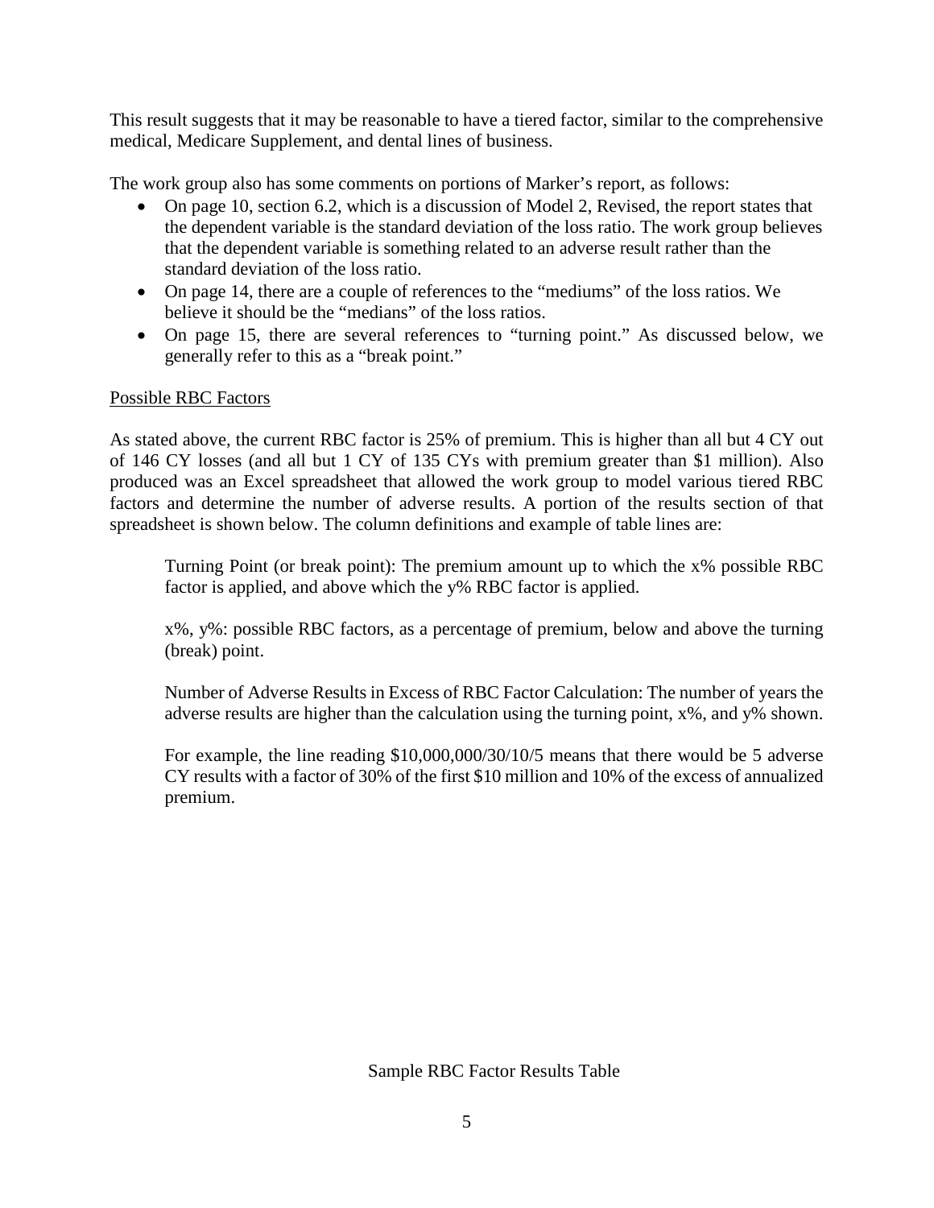This result suggests that it may be reasonable to have a tiered factor, similar to the comprehensive medical, Medicare Supplement, and dental lines of business.

The work group also has some comments on portions of Marker's report, as follows:

- On page 10, section 6.2, which is a discussion of Model 2, Revised, the report states that the dependent variable is the standard deviation of the loss ratio. The work group believes that the dependent variable is something related to an adverse result rather than the standard deviation of the loss ratio.
- On page 14, there are a couple of references to the "mediums" of the loss ratios. We believe it should be the "medians" of the loss ratios.
- On page 15, there are several references to "turning point." As discussed below, we generally refer to this as a "break point."

Possible RBC Factors

As stated above, the current RBC factor is 25% of premium. This is higher than all but 4 CY out of 146 CY losses (and all but 1 CY of 135 CYs with premium greater than $1 million). Also produced was an Excel spreadsheet that allowed the work group to model various tiered RBC factors and determine the number of adverse results. A portion of the results section of that spreadsheet is shown below. The column definitions and example of table lines are:

> Turning Point (or break point): The premium amount up to which the x% possible RBC factor is applied, and above which the y% RBC factor is applied.
>
> x%, y%: possible RBC factors, as a percentage of premium, below and above the turning (break) point.
>
> Number of Adverse Results in Excess of RBC Factor Calculation: The number of years the adverse results are higher than the calculation using the turning point, x%, and y% shown.
>
> For example, the line reading $10,000,000/30/10/5 means that there would be 5 adverse CY results with a factor of 30% of the first $10 million and 10% of the excess of annualized premium.

Sample RBC Factor Results Table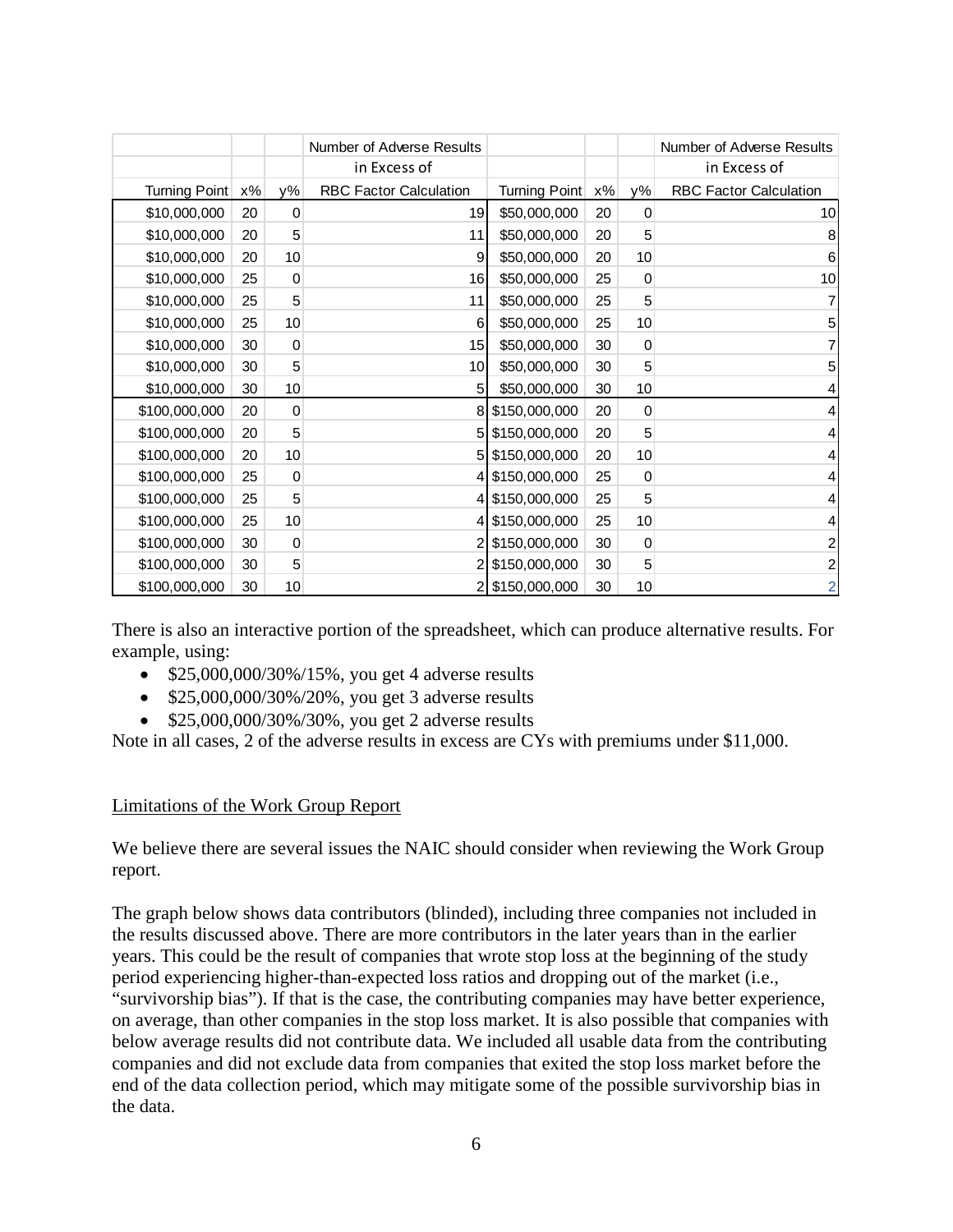| | | | Number of Adverse Results in Excess of | | | | Number of Adverse Results in Excess of |
|---|---|---|---|---|---|---|---|
| Turning Point | x% | y% | RBC Factor Calculation | Turning Point | x% | y% | RBC Factor Calculation |
| $10,000,000 | 20 | 0 | 19 | $50,000,000 | 20 | 0 | 10 |
| $10,000,000 | 20 | 5 | 11 | $50,000,000 | 20 | 5 | 8 |
| $10,000,000 | 20 | 10 | 9 | $50,000,000 | 20 | 10 | 6 |
| $10,000,000 | 25 | 0 | 16 | $50,000,000 | 25 | 0 | 10 |
| $10,000,000 | 25 | 5 | 11 | $50,000,000 | 25 | 5 | 7 |
| $10,000,000 | 25 | 10 | 6 | $50,000,000 | 25 | 10 | 5 |
| $10,000,000 | 30 | 0 | 15 | $50,000,000 | 30 | 0 | 7 |
| $10,000,000 | 30 | 5 | 10 | $50,000,000 | 30 | 5 | 5 |
| $10,000,000 | 30 | 10 | 5 | $50,000,000 | 30 | 10 | 4 |
| $100,000,000 | 20 | 0 | 8 | $150,000,000 | 20 | 0 | 4 |
| $100,000,000 | 20 | 5 | 5 | $150,000,000 | 20 | 5 | 4 |
| $100,000,000 | 20 | 10 | 5 | $150,000,000 | 20 | 10 | 4 |
| $100,000,000 | 25 | 0 | 4 | $150,000,000 | 25 | 0 | 4 |
| $100,000,000 | 25 | 5 | 4 | $150,000,000 | 25 | 5 | 4 |
| $100,000,000 | 25 | 10 | 4 | $150,000,000 | 25 | 10 | 4 |
| $100,000,000 | 30 | 0 | 2 | $150,000,000 | 30 | 0 | 2 |
| $100,000,000 | 30 | 5 | 2 | $150,000,000 | 30 | 5 | 2 |
| $100,000,000 | 30 | 10 | 2 | $150,000,000 | 30 | 10 | 2 |

There is also an interactive portion of the spreadsheet, which can produce alternative results. For example, using:

- $25,000,000/30%/15%, you get 4 adverse results
- $25,000,000/30%/20%, you get 3 adverse results
- $25,000,000/30%/30%, you get 2 adverse results

Note in all cases, 2 of the adverse results in excess are CYs with premiums under $11,000.

Limitations of the Work Group Report

We believe there are several issues the NAIC should consider when reviewing the Work Group report.

The graph below shows data contributors (blinded), including three companies not included in the results discussed above. There are more contributors in the later years than in the earlier years. This could be the result of companies that wrote stop loss at the beginning of the study period experiencing higher-than-expected loss ratios and dropping out of the market (i.e., "survivorship bias"). If that is the case, the contributing companies may have better experience, on average, than other companies in the stop loss market. It is also possible that companies with below average results did not contribute data. We included all usable data from the contributing companies and did not exclude data from companies that exited the stop loss market before the end of the data collection period, which may mitigate some of the possible survivorship bias in the data.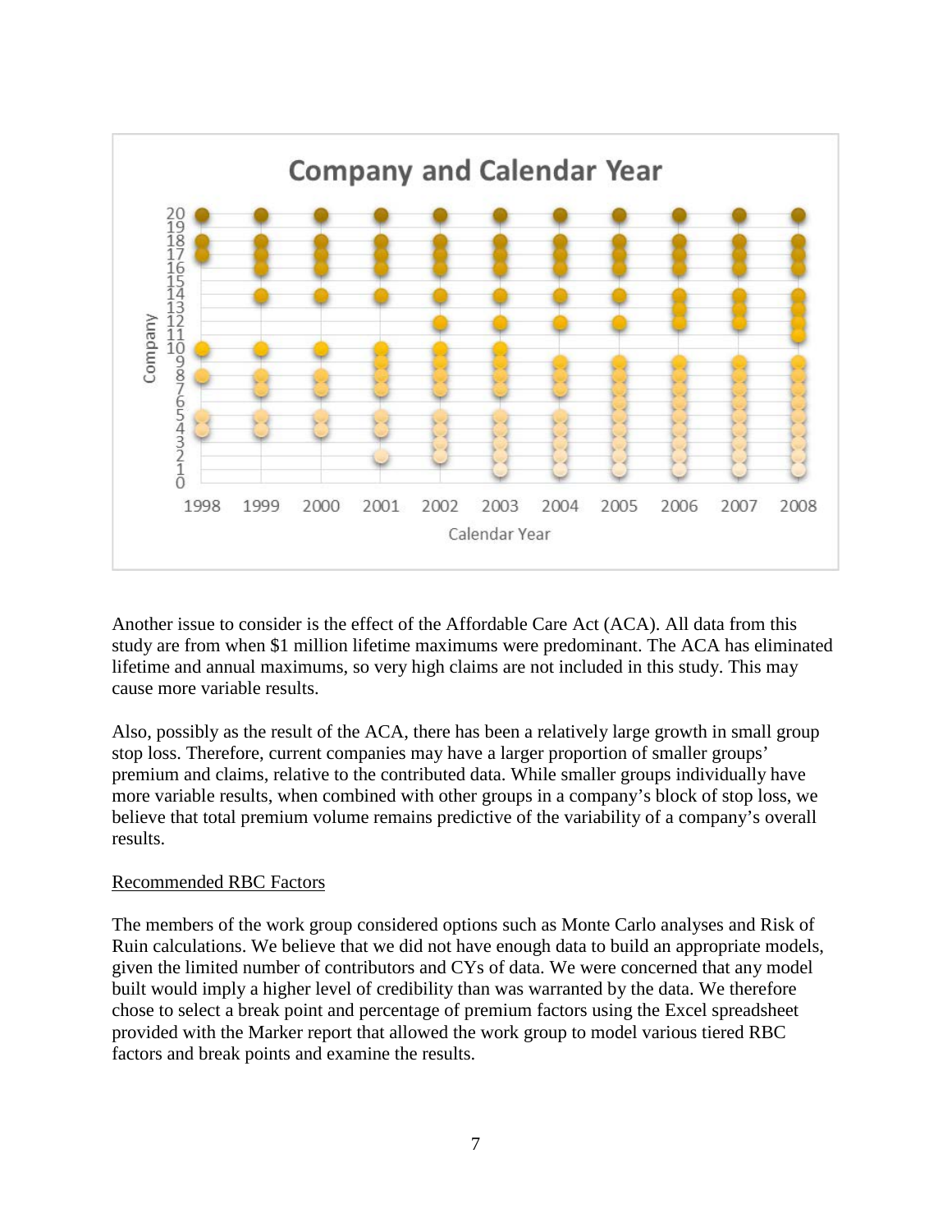Another issue to consider is the effect of the Affordable Care Act (ACA). All data from this study are from when $1 million lifetime maximums were predominant. The ACA has eliminated lifetime and annual maximums, so very high claims are not included in this study. This may cause more variable results.

Also, possibly as the result of the ACA, there has been a relatively large growth in small group stop loss. Therefore, current companies may have a larger proportion of smaller groups' premium and claims, relative to the contributed data. While smaller groups individually have more variable results, when combined with other groups in a company's block of stop loss, we believe that total premium volume remains predictive of the variability of a company's overall results.

## Recommended RBC Factors

The members of the work group considered options such as Monte Carlo analyses and Risk of Ruin calculations. We believe that we did not have enough data to build an appropriate models, given the limited number of contributors and CYs of data. We were concerned that any model built would imply a higher level of credibility than was warranted by the data. We therefore chose to select a break point and percentage of premium factors using the Excel spreadsheet provided with the Marker report that allowed the work group to model various tiered RBC factors and break points and examine the results.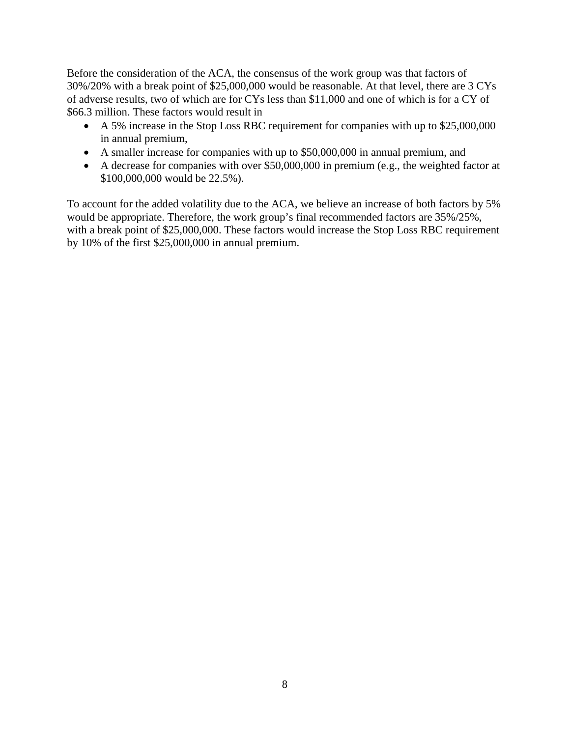Before the consideration of the ACA, the consensus of the work group was that factors of 30%/20% with a break point of $25,000,000 would be reasonable. At that level, there are 3 CYs of adverse results, two of which are for CYs less than $11,000 and one of which is for a CY of $66.3 million. These factors would result in

- A 5% increase in the Stop Loss RBC requirement for companies with up to $25,000,000 in annual premium,
- A smaller increase for companies with up to $50,000,000 in annual premium, and
- A decrease for companies with over $50,000,000 in premium (e.g., the weighted factor at $100,000,000 would be 22.5%).

To account for the added volatility due to the ACA, we believe an increase of both factors by 5% would be appropriate. Therefore, the work group's final recommended factors are 35%/25%, with a break point of $25,000,000. These factors would increase the Stop Loss RBC requirement by 10% of the first $25,000,000 in annual premium.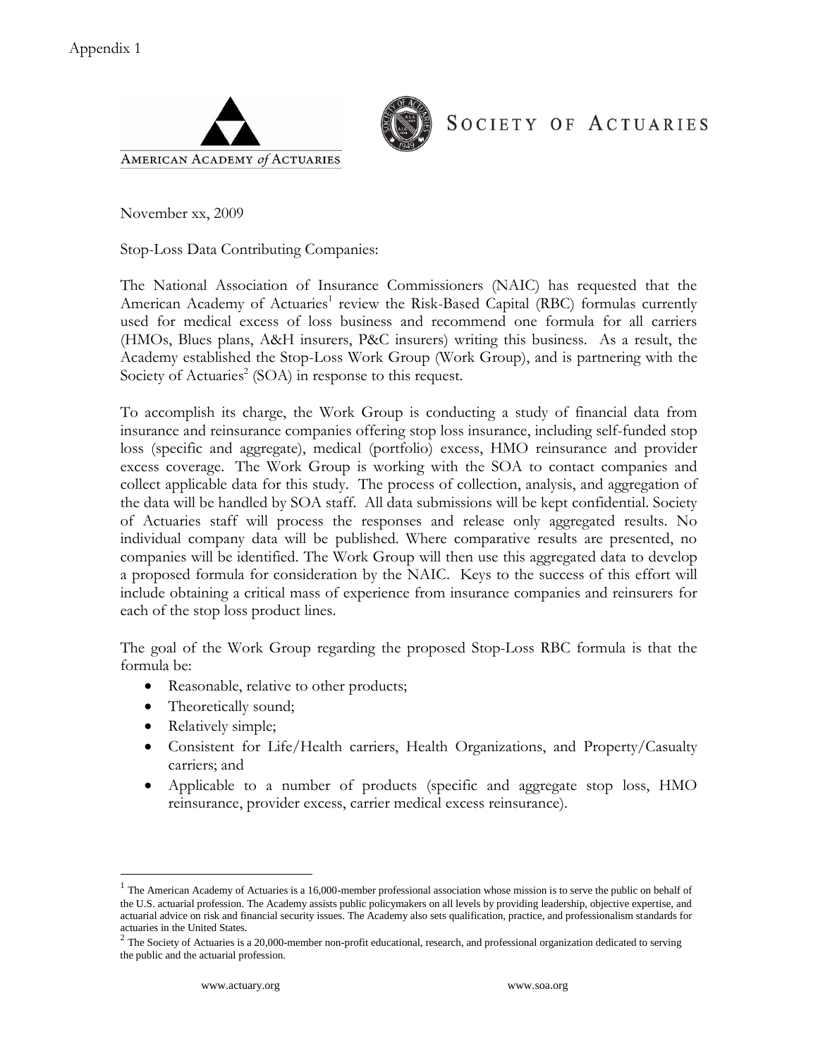Appendix 1

AMERICAN ACADEMY *of* ACTUARIES

SOCIETY OF ACTUARIES

November xx, 2009

Stop-Loss Data Contributing Companies:

The National Association of Insurance Commissioners (NAIC) has requested that the American Academy of Actuaries[1] review the Risk-Based Capital (RBC) formulas currently used for medical excess of loss business and recommend one formula for all carriers (HMOs, Blues plans, A&H insurers, P&C insurers) writing this business. As a result, the Academy established the Stop-Loss Work Group (Work Group), and is partnering with the Society of Actuaries[2] (SOA) in response to this request.

To accomplish its charge, the Work Group is conducting a study of financial data from insurance and reinsurance companies offering stop loss insurance, including self-funded stop loss (specific and aggregate), medical (portfolio) excess, HMO reinsurance and provider excess coverage. The Work Group is working with the SOA to contact companies and collect applicable data for this study. The process of collection, analysis, and aggregation of the data will be handled by SOA staff. All data submissions will be kept confidential. Society of Actuaries staff will process the responses and release only aggregated results. No individual company data will be published. Where comparative results are presented, no companies will be identified. The Work Group will then use this aggregated data to develop a proposed formula for consideration by the NAIC. Keys to the success of this effort will include obtaining a critical mass of experience from insurance companies and reinsurers for each of the stop loss product lines.

The goal of the Work Group regarding the proposed Stop-Loss RBC formula is that the formula be:

- Reasonable, relative to other products;
- Theoretically sound;
- Relatively simple;
- Consistent for Life/Health carriers, Health Organizations, and Property/Casualty carriers; and
- Applicable to a number of products (specific and aggregate stop loss, HMO reinsurance, provider excess, carrier medical excess reinsurance).

---

[1] The American Academy of Actuaries is a 16,000-member professional association whose mission is to serve the public on behalf of the U.S. actuarial profession. The Academy assists public policymakers on all levels by providing leadership, objective expertise, and actuarial advice on risk and financial security issues. The Academy also sets qualification, practice, and professionalism standards for actuaries in the United States.

[2] The Society of Actuaries is a 20,000-member non-profit educational, research, and professional organization dedicated to serving the public and the actuarial profession.

www.actuary.org www.soa.org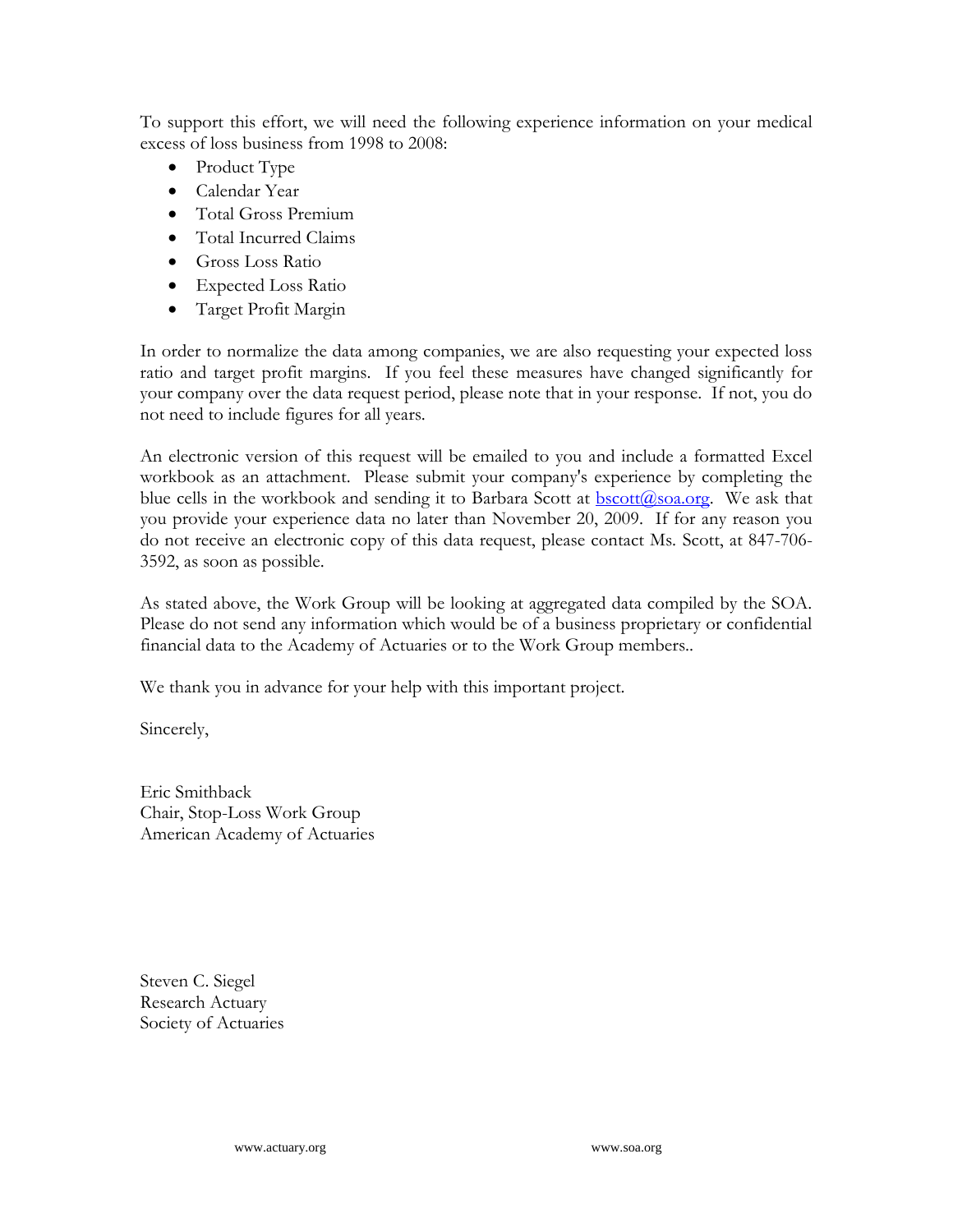To support this effort, we will need the following experience information on your medical excess of loss business from 1998 to 2008:

- Product Type
- Calendar Year
- Total Gross Premium
- Total Incurred Claims
- Gross Loss Ratio
- Expected Loss Ratio
- Target Profit Margin

In order to normalize the data among companies, we are also requesting your expected loss ratio and target profit margins. If you feel these measures have changed significantly for your company over the data request period, please note that in your response. If not, you do not need to include figures for all years.

An electronic version of this request will be emailed to you and include a formatted Excel workbook as an attachment. Please submit your company's experience by completing the blue cells in the workbook and sending it to Barbara Scott at bscott@soa.org. We ask that you provide your experience data no later than November 20, 2009. If for any reason you do not receive an electronic copy of this data request, please contact Ms. Scott, at 847-706-3592, as soon as possible.

As stated above, the Work Group will be looking at aggregated data compiled by the SOA. Please do not send any information which would be of a business proprietary or confidential financial data to the Academy of Actuaries or to the Work Group members..

We thank you in advance for your help with this important project.

Sincerely,

Eric Smithback
Chair, Stop-Loss Work Group
American Academy of Actuaries

Steven C. Siegel
Research Actuary
Society of Actuaries

www.actuary.org www.soa.org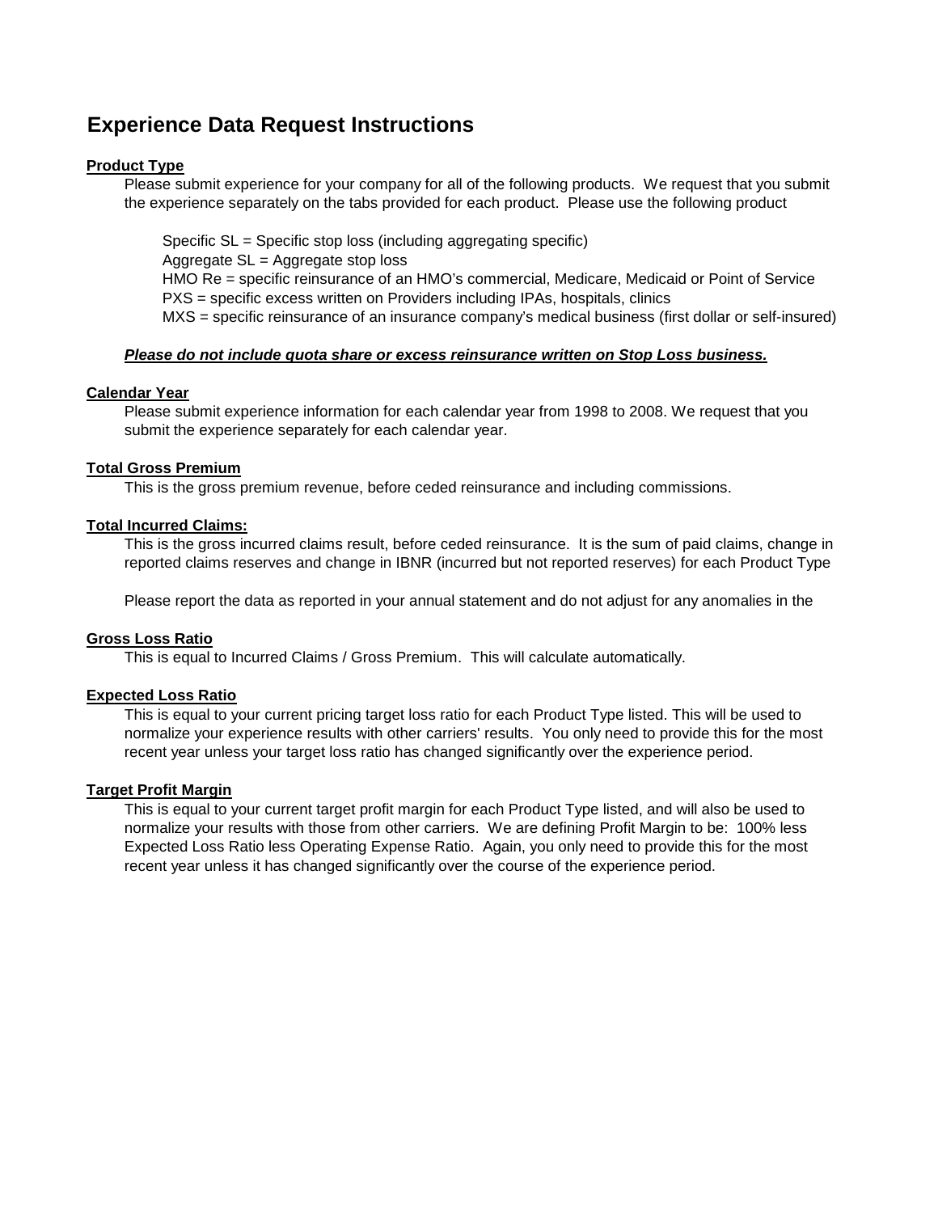# Experience Data Request Instructions

**Product Type**

Please submit experience for your company for all of the following products. We request that you submit the experience separately on the tabs provided for each product. Please use the following product

Specific SL = Specific stop loss (including aggregating specific)
Aggregate SL = Aggregate stop loss
HMO Re = specific reinsurance of an HMO's commercial, Medicare, Medicaid or Point of Service
PXS = specific excess written on Providers including IPAs, hospitals, clinics
MXS = specific reinsurance of an insurance company's medical business (first dollar or self-insured)

***Please do not include quota share or excess reinsurance written on Stop Loss business.***

**Calendar Year**

Please submit experience information for each calendar year from 1998 to 2008. We request that you submit the experience separately for each calendar year.

**Total Gross Premium**

This is the gross premium revenue, before ceded reinsurance and including commissions.

**Total Incurred Claims:**

This is the gross incurred claims result, before ceded reinsurance. It is the sum of paid claims, change in reported claims reserves and change in IBNR (incurred but not reported reserves) for each Product Type

Please report the data as reported in your annual statement and do not adjust for any anomalies in the

**Gross Loss Ratio**

This is equal to Incurred Claims / Gross Premium. This will calculate automatically.

**Expected Loss Ratio**

This is equal to your current pricing target loss ratio for each Product Type listed. This will be used to normalize your experience results with other carriers' results. You only need to provide this for the most recent year unless your target loss ratio has changed significantly over the experience period.

**Target Profit Margin**

This is equal to your current target profit margin for each Product Type listed, and will also be used to normalize your results with those from other carriers. We are defining Profit Margin to be: 100% less Expected Loss Ratio less Operating Expense Ratio. Again, you only need to provide this for the most recent year unless it has changed significantly over the course of the experience period.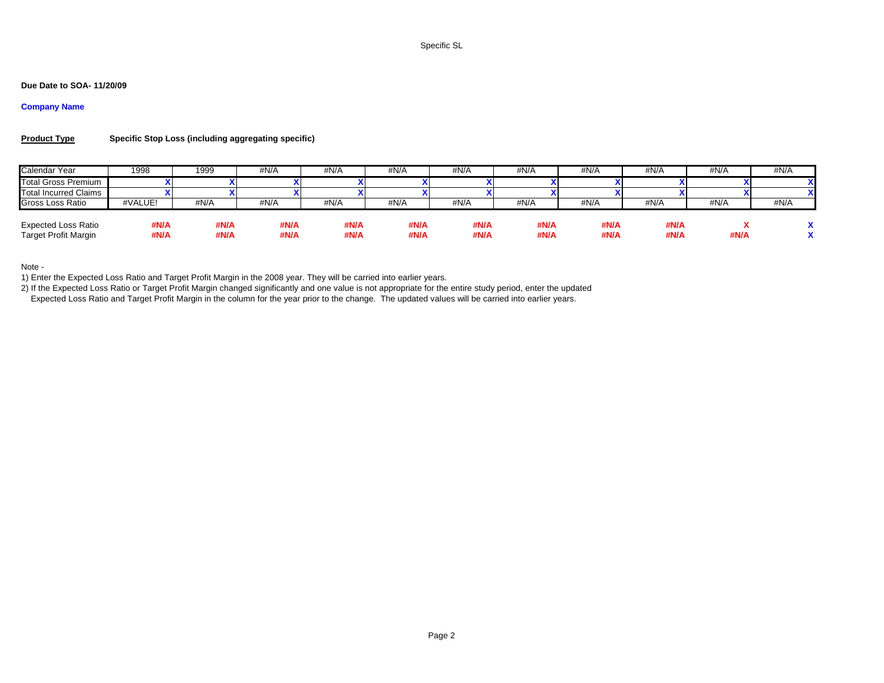Specific SL

**Due Date to SOA- 11/20/09**

**Company Name**

**Product Type** **Specific Stop Loss (including aggregating specific)**

| Calendar Year | 1998 | 1999 | #N/A | #N/A | #N/A | #N/A | #N/A | #N/A | #N/A | #N/A | #N/A |
|---|---|---|---|---|---|---|---|---|---|---|---|
| Total Gross Premium | X | X | X | X | X | X | X | X | X | X | X |
| Total Incurred Claims | X | X | X | X | X | X | X | X | X | X | X |
| Gross Loss Ratio | #VALUE! | #N/A | #N/A | #N/A | #N/A | #N/A | #N/A | #N/A | #N/A | #N/A | #N/A |
| | | | | | | | | | | | |
| Expected Loss Ratio | #N/A | #N/A | #N/A | #N/A | #N/A | #N/A | #N/A | #N/A | #N/A | X | X |
| Target Profit Margin | #N/A | #N/A | #N/A | #N/A | #N/A | #N/A | #N/A | #N/A | #N/A | #N/A | X |

Note -

1) Enter the Expected Loss Ratio and Target Profit Margin in the 2008 year. They will be carried into earlier years.

2) If the Expected Loss Ratio or Target Profit Margin changed significantly and one value is not appropriate for the entire study period, enter the updated Expected Loss Ratio and Target Profit Margin in the column for the year prior to the change. The updated values will be carried into earlier years.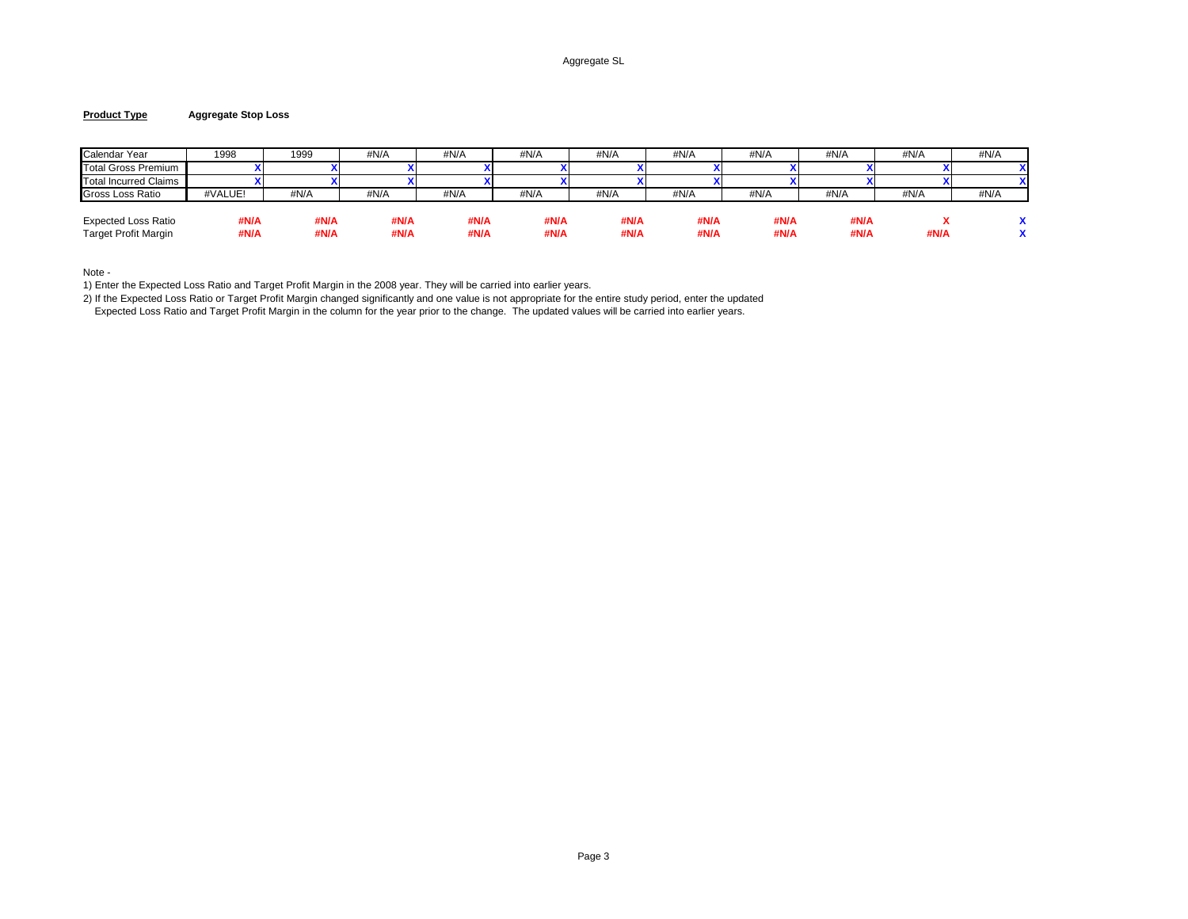**Product Type** **Aggregate Stop Loss**

| Calendar Year | 1998 | 1999 | #N/A | #N/A | #N/A | #N/A | #N/A | #N/A | #N/A | #N/A | #N/A |
|---|---|---|---|---|---|---|---|---|---|---|---|
| Total Gross Premium | X | X | X | X | X | X | X | X | X | X | X |
| Total Incurred Claims | X | X | X | X | X | X | X | X | X | X | X |
| Gross Loss Ratio | #VALUE! | #N/A | #N/A | #N/A | #N/A | #N/A | #N/A | #N/A | #N/A | #N/A | #N/A |
| | | | | | | | | | | | |
| Expected Loss Ratio | #N/A | #N/A | #N/A | #N/A | #N/A | #N/A | #N/A | #N/A | #N/A | X | X |
| Target Profit Margin | #N/A | #N/A | #N/A | #N/A | #N/A | #N/A | #N/A | #N/A | #N/A | #N/A | X |

Note -

1) Enter the Expected Loss Ratio and Target Profit Margin in the 2008 year. They will be carried into earlier years.

2) If the Expected Loss Ratio or Target Profit Margin changed significantly and one value is not appropriate for the entire study period, enter the updated Expected Loss Ratio and Target Profit Margin in the column for the year prior to the change. The updated values will be carried into earlier years.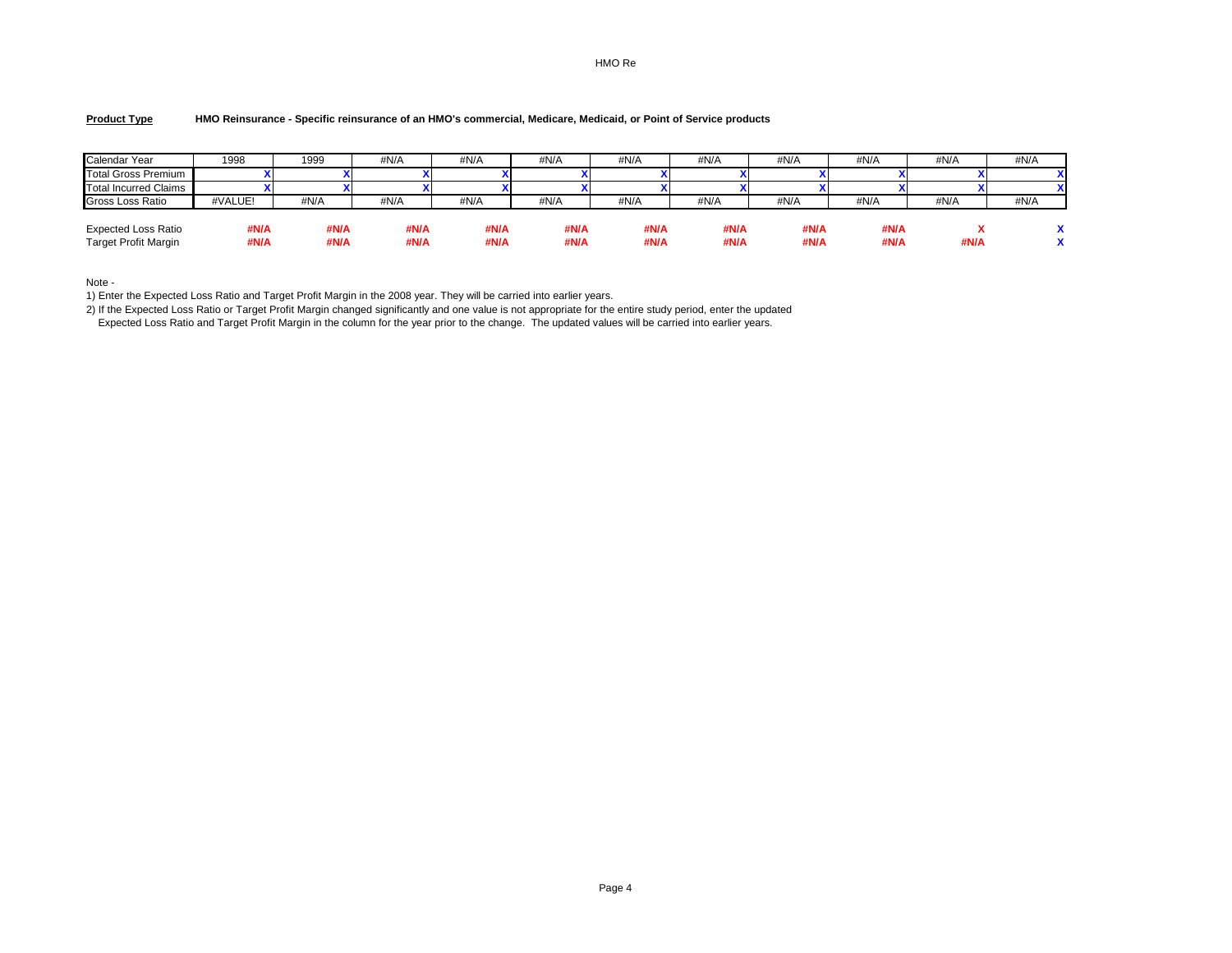**Product Type** **HMO Reinsurance - Specific reinsurance of an HMO's commercial, Medicare, Medicaid, or Point of Service products**

| Calendar Year | 1998 | 1999 | #N/A | #N/A | #N/A | #N/A | #N/A | #N/A | #N/A | #N/A | #N/A |
|---|---|---|---|---|---|---|---|---|---|---|---|
| Total Gross Premium | X | X | X | X | X | X | X | X | X | X | X |
| Total Incurred Claims | X | X | X | X | X | X | X | X | X | X | X |
| Gross Loss Ratio | #VALUE! | #N/A | #N/A | #N/A | #N/A | #N/A | #N/A | #N/A | #N/A | #N/A | #N/A |
| | | | | | | | | | | | |
| Expected Loss Ratio | #N/A | #N/A | #N/A | #N/A | #N/A | #N/A | #N/A | #N/A | #N/A | X | X |
| Target Profit Margin | #N/A | #N/A | #N/A | #N/A | #N/A | #N/A | #N/A | #N/A | #N/A | #N/A | X |

Note -

1) Enter the Expected Loss Ratio and Target Profit Margin in the 2008 year. They will be carried into earlier years.

2) If the Expected Loss Ratio or Target Profit Margin changed significantly and one value is not appropriate for the entire study period, enter the updated Expected Loss Ratio and Target Profit Margin in the column for the year prior to the change. The updated values will be carried into earlier years.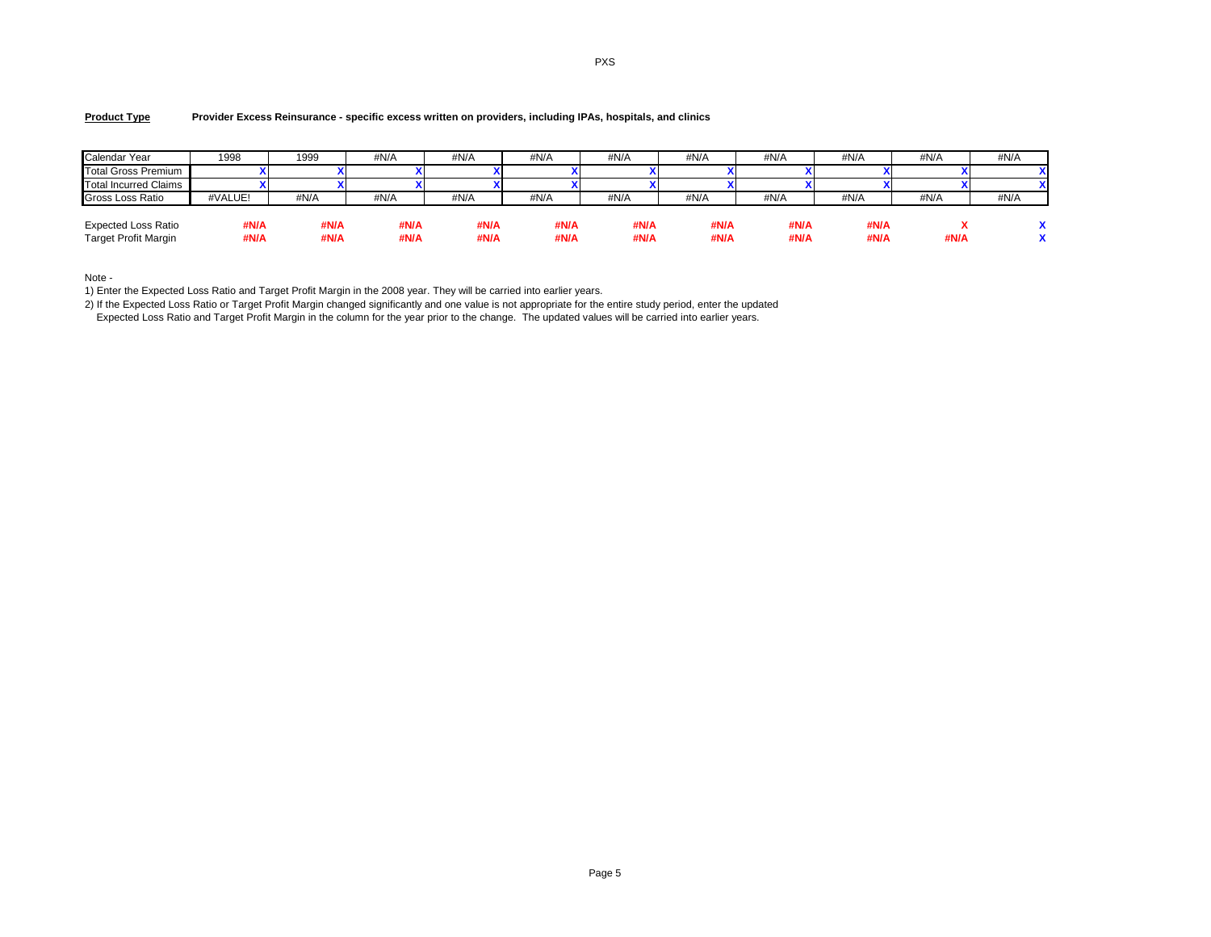PXS

**Product Type** **Provider Excess Reinsurance - specific excess written on providers, including IPAs, hospitals, and clinics**

| Calendar Year | 1998 | 1999 | #N/A | #N/A | #N/A | #N/A | #N/A | #N/A | #N/A | #N/A | #N/A |
|---|---|---|---|---|---|---|---|---|---|---|---|
| Total Gross Premium | X | X | X | X | X | X | X | X | X | X | X |
| Total Incurred Claims | X | X | X | X | X | X | X | X | X | X | X |
| Gross Loss Ratio | #VALUE! | #N/A | #N/A | #N/A | #N/A | #N/A | #N/A | #N/A | #N/A | #N/A | #N/A |
| | | | | | | | | | | | |
| Expected Loss Ratio | #N/A | #N/A | #N/A | #N/A | #N/A | #N/A | #N/A | #N/A | #N/A | X | X |
| Target Profit Margin | #N/A | #N/A | #N/A | #N/A | #N/A | #N/A | #N/A | #N/A | #N/A | #N/A | X |

Note -

1) Enter the Expected Loss Ratio and Target Profit Margin in the 2008 year. They will be carried into earlier years.

2) If the Expected Loss Ratio or Target Profit Margin changed significantly and one value is not appropriate for the entire study period, enter the updated Expected Loss Ratio and Target Profit Margin in the column for the year prior to the change. The updated values will be carried into earlier years.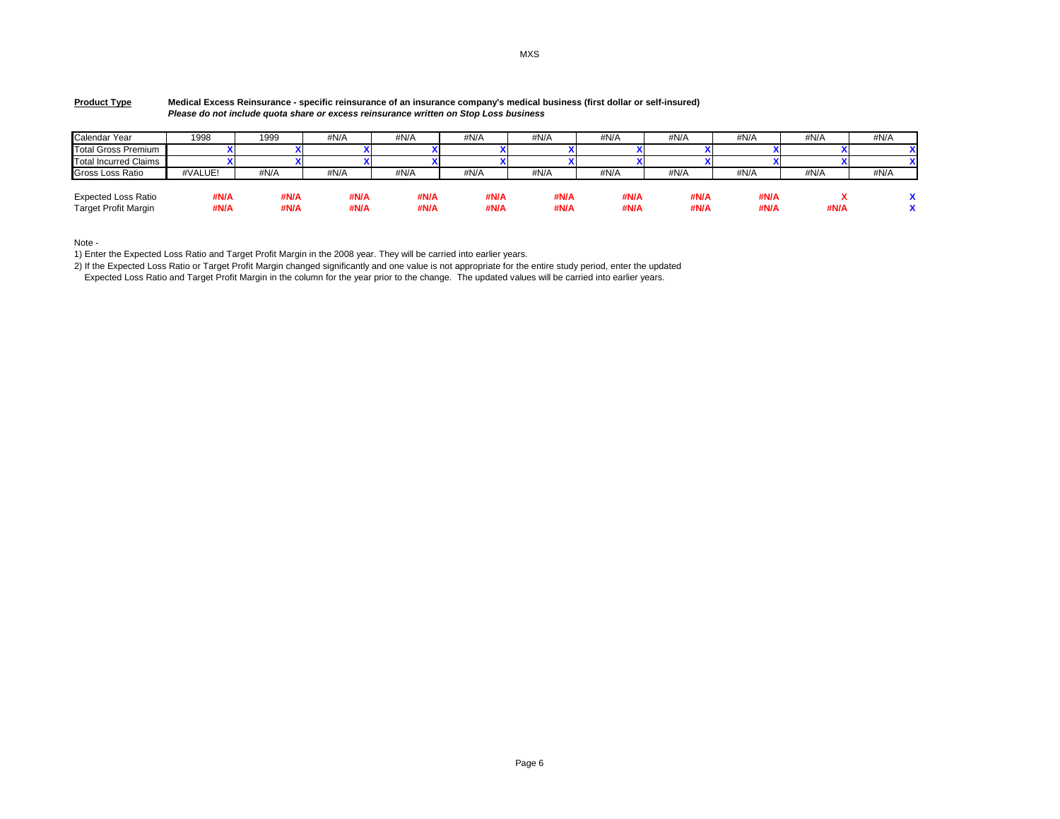MXS

**Product Type** **Medical Excess Reinsurance - specific reinsurance of an insurance company's medical business (first dollar or self-insured)**
***Please do not include quota share or excess reinsurance written on Stop Loss business***

| Calendar Year | 1998 | 1999 | #N/A | #N/A | #N/A | #N/A | #N/A | #N/A | #N/A | #N/A | #N/A |
|---|---|---|---|---|---|---|---|---|---|---|---|
| Total Gross Premium | X | X | X | X | X | X | X | X | X | X | X |
| Total Incurred Claims | X | X | X | X | X | X | X | X | X | X | X |
| Gross Loss Ratio | #VALUE! | #N/A | #N/A | #N/A | #N/A | #N/A | #N/A | #N/A | #N/A | #N/A | #N/A |
| | | | | | | | | | | | |
| Expected Loss Ratio | **#N/A** | **#N/A** | **#N/A** | **#N/A** | **#N/A** | **#N/A** | **#N/A** | **#N/A** | **#N/A** | **X** | **X** |
| Target Profit Margin | **#N/A** | **#N/A** | **#N/A** | **#N/A** | **#N/A** | **#N/A** | **#N/A** | **#N/A** | **#N/A** | **#N/A** | **X** |

Note -

1) Enter the Expected Loss Ratio and Target Profit Margin in the 2008 year. They will be carried into earlier years.

2) If the Expected Loss Ratio or Target Profit Margin changed significantly and one value is not appropriate for the entire study period, enter the updated Expected Loss Ratio and Target Profit Margin in the column for the year prior to the change. The updated values will be carried into earlier years.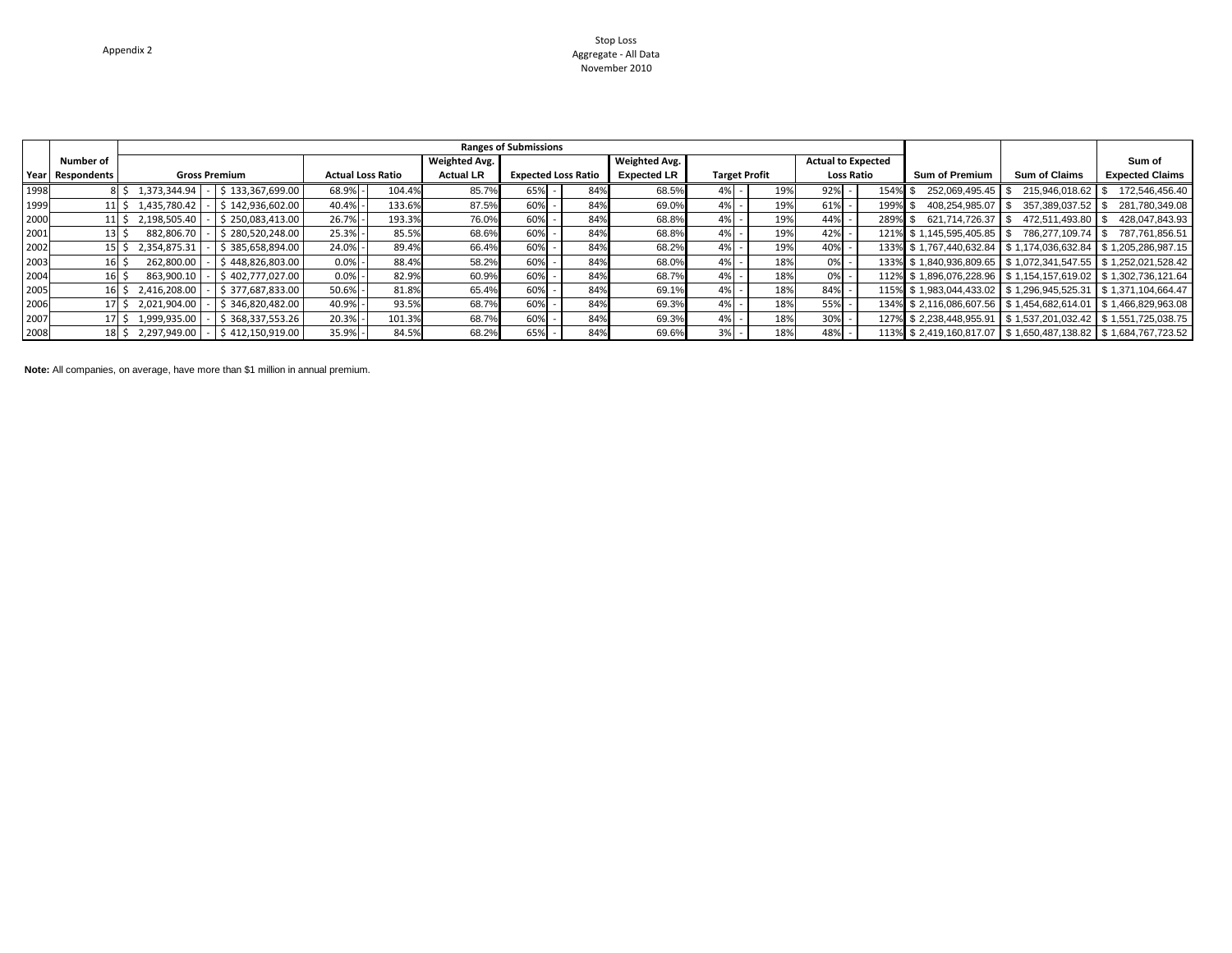Appendix 2

Stop Loss
Aggregate - All Data
November 2010

| Year | Number of Respondents | Ranges of Submissions Gross Premium | | | Actual Loss Ratio | | | Weighted Avg. Actual LR | Expected Loss Ratio | | | Weighted Avg. Expected LR | Target Profit | | | Actual to Expected Loss Ratio | | | Sum of Premium | Sum of Claims | Sum of Expected Claims |
|---|---|---|---|---|---|---|---|---|---|---|---|---|---|---|---|---|---|---|---|---|---|
| 1998 | 8 | $ 1,373,344.94 | - | $ 133,367,699.00 | 68.9% | - | 104.4% | 85.7% | 65% | - | 84% | 68.5% | 4% | - | 19% | 92% | - | 154% | $ 252,069,495.45 | $ 215,946,018.62 | $ 172,546,456.40 |
| 1999 | 11 | $ 1,435,780.42 | - | $ 142,936,602.00 | 40.4% | - | 133.6% | 87.5% | 60% | - | 84% | 69.0% | 4% | - | 19% | 61% | - | 199% | $ 408,254,985.07 | $ 357,389,037.52 | $ 281,780,349.08 |
| 2000 | 11 | $ 2,198,505.40 | - | $ 250,083,413.00 | 26.7% | - | 193.3% | 76.0% | 60% | - | 84% | 68.8% | 4% | - | 19% | 44% | - | 289% | $ 621,714,726.37 | $ 472,511,493.80 | $ 428,047,843.93 |
| 2001 | 13 | $ 882,806.70 | - | $ 280,520,248.00 | 25.3% | - | 85.5% | 68.6% | 60% | - | 84% | 68.8% | 4% | - | 19% | 42% | - | 121% | $ 1,145,595,405.85 | $ 786,277,109.74 | $ 787,761,856.51 |
| 2002 | 15 | $ 2,354,875.31 | - | $ 385,658,894.00 | 24.0% | - | 89.4% | 66.4% | 60% | - | 84% | 68.2% | 4% | - | 19% | 40% | - | 133% | $ 1,767,440,632.84 | $ 1,174,036,632.84 | $ 1,205,286,987.15 |
| 2003 | 16 | $ 262,800.00 | - | $ 448,826,803.00 | 0.0% | - | 88.4% | 58.2% | 60% | - | 84% | 68.0% | 4% | - | 18% | 0% | - | 133% | $ 1,840,936,809.65 | $ 1,072,341,547.55 | $ 1,252,021,528.42 |
| 2004 | 16 | $ 863,900.10 | - | $ 402,777,027.00 | 0.0% | - | 82.9% | 60.9% | 60% | - | 84% | 68.7% | 4% | - | 18% | 0% | - | 112% | $ 1,896,076,228.96 | $ 1,154,157,619.02 | $ 1,302,736,121.64 |
| 2005 | 16 | $ 2,416,208.00 | - | $ 377,687,833.00 | 50.6% | - | 81.8% | 65.4% | 60% | - | 84% | 69.1% | 4% | - | 18% | 84% | - | 115% | $ 1,983,044,433.02 | $ 1,296,945,525.31 | $ 1,371,104,664.47 |
| 2006 | 17 | $ 2,021,904.00 | - | $ 346,820,482.00 | 40.9% | - | 93.5% | 68.7% | 60% | - | 84% | 69.3% | 4% | - | 18% | 55% | - | 134% | $ 2,116,086,607.56 | $ 1,454,682,614.01 | $ 1,466,829,963.08 |
| 2007 | 17 | $ 1,999,935.00 | - | $ 368,337,553.26 | 20.3% | - | 101.3% | 68.7% | 60% | - | 84% | 69.3% | 4% | - | 18% | 30% | - | 127% | $ 2,238,448,955.91 | $ 1,537,201,032.42 | $ 1,551,725,038.75 |
| 2008 | 18 | $ 2,297,949.00 | - | $ 412,150,919.00 | 35.9% | - | 84.5% | 68.2% | 65% | - | 84% | 69.6% | 3% | - | 18% | 48% | - | 113% | $ 2,419,160,817.07 | $ 1,650,487,138.82 | $ 1,684,767,723.52 |

**Note:** All companies, on average, have more than $1 million in annual premium.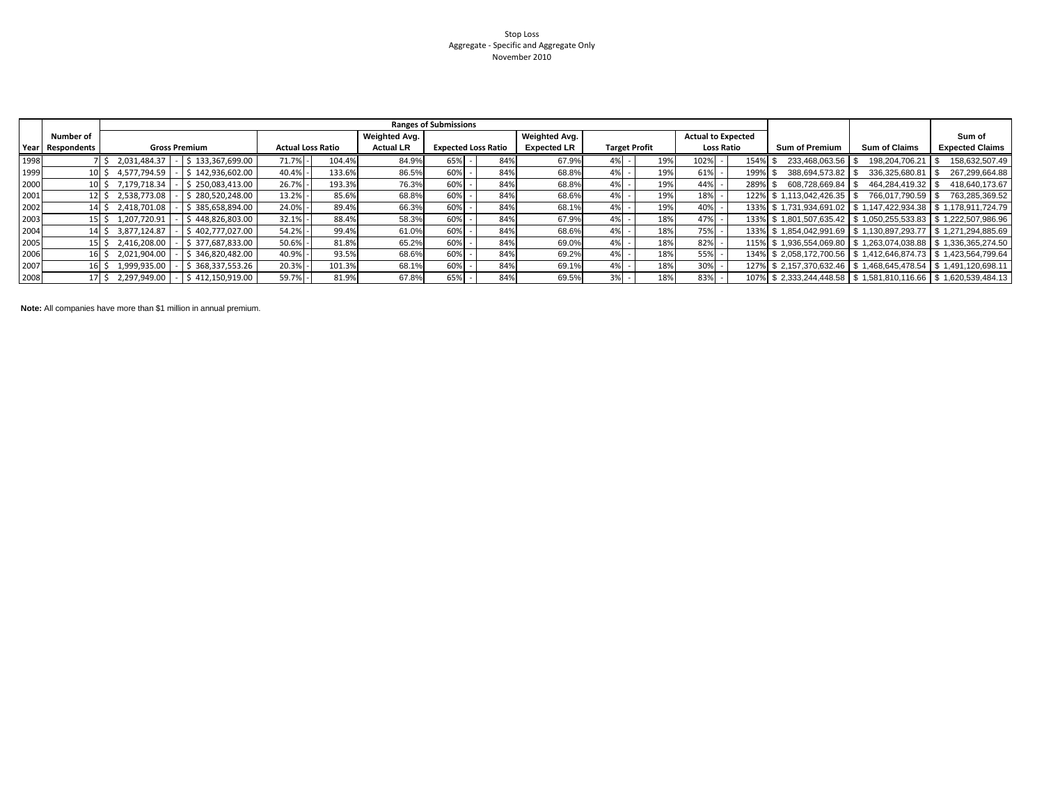Stop Loss
Aggregate - Specific and Aggregate Only
November 2010

| | | Ranges of Submissions | | | | | | | | | | | | | | | | | | | |
|---|---|---|---|---|---|---|---|---|---|---|---|---|---|---|---|---|---|---|---|---|---|
| Year | Number of Respondents | Gross Premium | | | Actual Loss Ratio | | | Weighted Avg. Actual LR | Expected Loss Ratio | | | Weighted Avg. Expected LR | Target Profit | | | Actual to Expected Loss Ratio | | | Sum of Premium | Sum of Claims | Sum of Expected Claims |
| 1998 | 7 | $ 2,031,484.37 | - | $ 133,367,699.00 | 71.7% | - | 104.4% | 84.9% | 65% | - | 84% | 67.9% | 4% | - | 19% | 102% | - | 154% | $ 233,468,063.56 | $ 198,204,706.21 | $ 158,632,507.49 |
| 1999 | 10 | $ 4,577,794.59 | - | $ 142,936,602.00 | 40.4% | - | 133.6% | 86.5% | 60% | - | 84% | 68.8% | 4% | - | 19% | 61% | - | 199% | $ 388,694,573.82 | $ 336,325,680.81 | $ 267,299,664.88 |
| 2000 | 10 | $ 7,179,718.34 | - | $ 250,083,413.00 | 26.7% | - | 193.3% | 76.3% | 60% | - | 84% | 68.8% | 4% | - | 19% | 44% | - | 289% | $ 608,728,669.84 | $ 464,284,419.32 | $ 418,640,173.67 |
| 2001 | 12 | $ 2,538,773.08 | - | $ 280,520,248.00 | 13.2% | - | 85.6% | 68.8% | 60% | - | 84% | 68.6% | 4% | - | 19% | 18% | - | 122% | $ 1,113,042,426.35 | $ 766,017,790.59 | $ 763,285,369.52 |
| 2002 | 14 | $ 2,418,701.08 | - | $ 385,658,894.00 | 24.0% | - | 89.4% | 66.3% | 60% | - | 84% | 68.1% | 4% | - | 19% | 40% | - | 133% | $ 1,731,934,691.02 | $ 1,147,422,934.38 | $ 1,178,911,724.79 |
| 2003 | 15 | $ 1,207,720.91 | - | $ 448,826,803.00 | 32.1% | - | 88.4% | 58.3% | 60% | - | 84% | 67.9% | 4% | - | 18% | 47% | - | 133% | $ 1,801,507,635.42 | $ 1,050,255,533.83 | $ 1,222,507,986.96 |
| 2004 | 14 | $ 3,877,124.87 | - | $ 402,777,027.00 | 54.2% | - | 99.4% | 61.0% | 60% | - | 84% | 68.6% | 4% | - | 18% | 75% | - | 133% | $ 1,854,042,991.69 | $ 1,130,897,293.77 | $ 1,271,294,885.69 |
| 2005 | 15 | $ 2,416,208.00 | - | $ 377,687,833.00 | 50.6% | - | 81.8% | 65.2% | 60% | - | 84% | 69.0% | 4% | - | 18% | 82% | - | 115% | $ 1,936,554,069.80 | $ 1,263,074,038.88 | $ 1,336,365,274.50 |
| 2006 | 16 | $ 2,021,904.00 | - | $ 346,820,482.00 | 40.9% | - | 93.5% | 68.6% | 60% | - | 84% | 69.2% | 4% | - | 18% | 55% | - | 134% | $ 2,058,172,700.56 | $ 1,412,646,874.73 | $ 1,423,564,799.64 |
| 2007 | 16 | $ 1,999,935.00 | - | $ 368,337,553.26 | 20.3% | - | 101.3% | 68.1% | 60% | - | 84% | 69.1% | 4% | - | 18% | 30% | - | 127% | $ 2,157,370,632.46 | $ 1,468,645,478.54 | $ 1,491,120,698.11 |
| 2008 | 17 | $ 2,297,949.00 | - | $ 412,150,919.00 | 59.7% | - | 81.9% | 67.8% | 65% | - | 84% | 69.5% | 3% | - | 18% | 83% | - | 107% | $ 2,333,244,448.58 | $ 1,581,810,116.66 | $ 1,620,539,484.13 |

**Note:** All companies have more than $1 million in annual premium.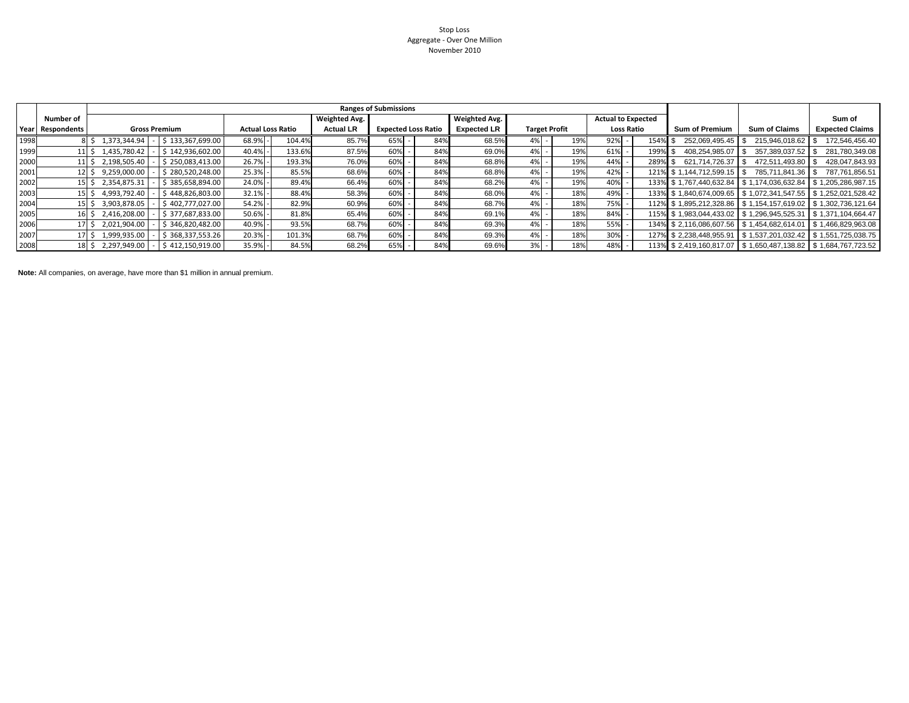Stop Loss
Aggregate - Over One Million
November 2010

| | | Ranges of Submissions | | | | | | | | | | | | | | |
|---|---|---|---|---|---|---|---|---|---|---|---|---|---|---|---|---|
| Year | Number of Respondents | Gross Premium | | Actual Loss Ratio | | Weighted Avg. Actual LR | Expected Loss Ratio | | Weighted Avg. Expected LR | Target Profit | | Actual to Expected Loss Ratio | | Sum of Premium | Sum of Claims | Sum of Expected Claims |
| 1998 | 8 | $ 1,373,344.94 | $ 133,367,699.00 | 68.9% | 104.4% | 85.7% | 65% | 84% | 68.5% | 4% | 19% | 92% | 154% | $ 252,069,495.45 | $ 215,946,018.62 | $ 172,546,456.40 |
| 1999 | 11 | $ 1,435,780.42 | $ 142,936,602.00 | 40.4% | 133.6% | 87.5% | 60% | 84% | 69.0% | 4% | 19% | 61% | 199% | $ 408,254,985.07 | $ 357,389,037.52 | $ 281,780,349.08 |
| 2000 | 11 | $ 2,198,505.40 | $ 250,083,413.00 | 26.7% | 193.3% | 76.0% | 60% | 84% | 68.8% | 4% | 19% | 44% | 289% | $ 621,714,726.37 | $ 472,511,493.80 | $ 428,047,843.93 |
| 2001 | 12 | $ 9,259,000.00 | $ 280,520,248.00 | 25.3% | 85.5% | 68.6% | 60% | 84% | 68.8% | 4% | 19% | 42% | 121% | $ 1,144,712,599.15 | $ 785,711,841.36 | $ 787,761,856.51 |
| 2002 | 15 | $ 2,354,875.31 | $ 385,658,894.00 | 24.0% | 89.4% | 66.4% | 60% | 84% | 68.2% | 4% | 19% | 40% | 133% | $ 1,767,440,632.84 | $ 1,174,036,632.84 | $ 1,205,286,987.15 |
| 2003 | 15 | $ 4,993,792.40 | $ 448,826,803.00 | 32.1% | 88.4% | 58.3% | 60% | 84% | 68.0% | 4% | 18% | 49% | 133% | $ 1,840,674,009.65 | $ 1,072,341,547.55 | $ 1,252,021,528.42 |
| 2004 | 15 | $ 3,903,878.05 | $ 402,777,027.00 | 54.2% | 82.9% | 60.9% | 60% | 84% | 68.7% | 4% | 18% | 75% | 112% | $ 1,895,212,328.86 | $ 1,154,157,619.02 | $ 1,302,736,121.64 |
| 2005 | 16 | $ 2,416,208.00 | $ 377,687,833.00 | 50.6% | 81.8% | 65.4% | 60% | 84% | 69.1% | 4% | 18% | 84% | 115% | $ 1,983,044,433.02 | $ 1,296,945,525.31 | $ 1,371,104,664.47 |
| 2006 | 17 | $ 2,021,904.00 | $ 346,820,482.00 | 40.9% | 93.5% | 68.7% | 60% | 84% | 69.3% | 4% | 18% | 55% | 134% | $ 2,116,086,607.56 | $ 1,454,682,614.01 | $ 1,466,829,963.08 |
| 2007 | 17 | $ 1,999,935.00 | $ 368,337,553.26 | 20.3% | 101.3% | 68.7% | 60% | 84% | 69.3% | 4% | 18% | 30% | 127% | $ 2,238,448,955.91 | $ 1,537,201,032.42 | $ 1,551,725,038.75 |
| 2008 | 18 | $ 2,297,949.00 | $ 412,150,919.00 | 35.9% | 84.5% | 68.2% | 65% | 84% | 69.6% | 3% | 18% | 48% | 113% | $ 2,419,160,817.07 | $ 1,650,487,138.82 | $ 1,684,767,723.52 |

**Note:** All companies, on average, have more than $1 million in annual premium.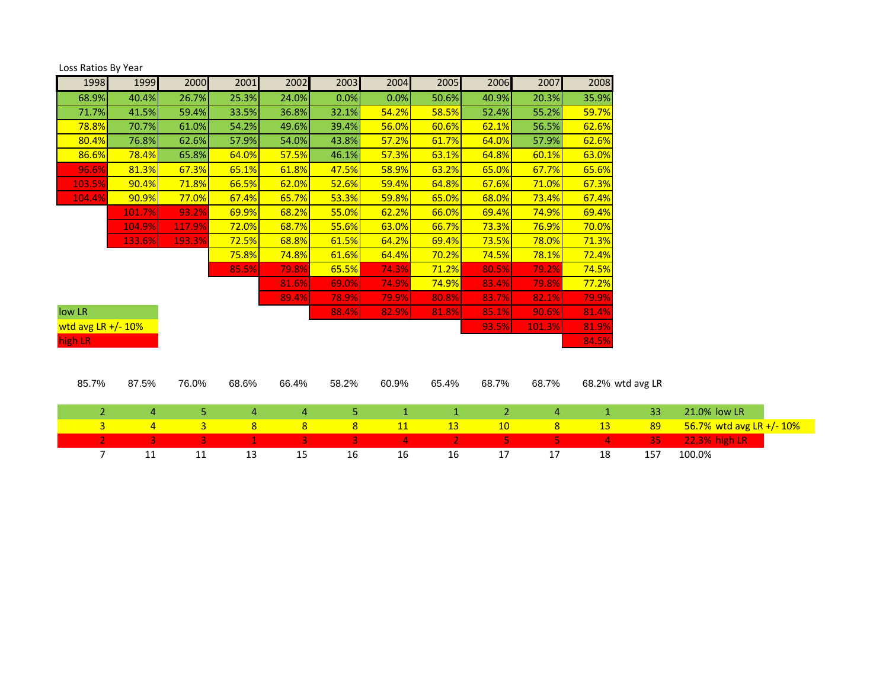Loss Ratios By Year

| 1998 | 1999 | 2000 | 2001 | 2002 | 2003 | 2004 | 2005 | 2006 | 2007 | 2008 |
|---|---|---|---|---|---|---|---|---|---|---|
| 68.9% | 40.4% | 26.7% | 25.3% | 24.0% | 0.0% | 0.0% | 50.6% | 40.9% | 20.3% | 35.9% |
| 71.7% | 41.5% | 59.4% | 33.5% | 36.8% | 32.1% | 54.2% | 58.5% | 52.4% | 55.2% | 59.7% |
| 78.8% | 70.7% | 61.0% | 54.2% | 49.6% | 39.4% | 56.0% | 60.6% | 62.1% | 56.5% | 62.6% |
| 80.4% | 76.8% | 62.6% | 57.9% | 54.0% | 43.8% | 57.2% | 61.7% | 64.0% | 57.9% | 62.6% |
| 86.6% | 78.4% | 65.8% | 64.0% | 57.5% | 46.1% | 57.3% | 63.1% | 64.8% | 60.1% | 63.0% |
| 96.6% | 81.3% | 67.3% | 65.1% | 61.8% | 47.5% | 58.9% | 63.2% | 65.0% | 67.7% | 65.6% |
| 103.5% | 90.4% | 71.8% | 66.5% | 62.0% | 52.6% | 59.4% | 64.8% | 67.6% | 71.0% | 67.3% |
| 104.4% | 90.9% | 77.0% | 67.4% | 65.7% | 53.3% | 59.8% | 65.0% | 68.0% | 73.4% | 67.4% |
| | 101.7% | 93.2% | 69.9% | 68.2% | 55.0% | 62.2% | 66.0% | 69.4% | 74.9% | 69.4% |
| | 104.9% | 117.9% | 72.0% | 68.7% | 55.6% | 63.0% | 66.7% | 73.3% | 76.9% | 70.0% |
| | 133.6% | 193.3% | 72.5% | 68.8% | 61.5% | 64.2% | 69.4% | 73.5% | 78.0% | 71.3% |
| | | | 75.8% | 74.8% | 61.6% | 64.4% | 70.2% | 74.5% | 78.1% | 72.4% |
| | | | 85.5% | 79.8% | 65.5% | 74.3% | 71.2% | 80.5% | 79.2% | 74.5% |
| | | | | 81.6% | 69.0% | 74.9% | 74.9% | 83.4% | 79.8% | 77.2% |
| | | | | 89.4% | 78.9% | 79.9% | 80.8% | 83.7% | 82.1% | 79.9% |
| | | | | | 88.4% | 82.9% | 81.8% | 85.1% | 90.6% | 81.4% |
| | | | | | | | | 93.5% | 101.3% | 81.9% |
| | | | | | | | | | | 84.5% |

Legend:
- low LR
- wtd avg LR +/- 10%
- high LR

| 1998 | 1999 | 2000 | 2001 | 2002 | 2003 | 2004 | 2005 | 2006 | 2007 | 2008 | | | |
|---|---|---|---|---|---|---|---|---|---|---|---|---|---|
| 85.7% | 87.5% | 76.0% | 68.6% | 66.4% | 58.2% | 60.9% | 65.4% | 68.7% | 68.7% | 68.2% | wtd avg LR | | |
| 2 | 4 | 5 | 4 | 4 | 5 | 1 | 1 | 2 | 4 | 1 | 33 | 21.0% | low LR |
| 3 | 4 | 3 | 8 | 8 | 8 | 11 | 13 | 10 | 8 | 13 | 89 | 56.7% | wtd avg LR +/- 10% |
| 2 | 3 | 3 | 1 | 3 | 3 | 4 | 2 | 5 | 5 | 4 | 35 | 22.3% | high LR |
| 7 | 11 | 11 | 13 | 15 | 16 | 16 | 16 | 17 | 17 | 18 | 157 | 100.0% | |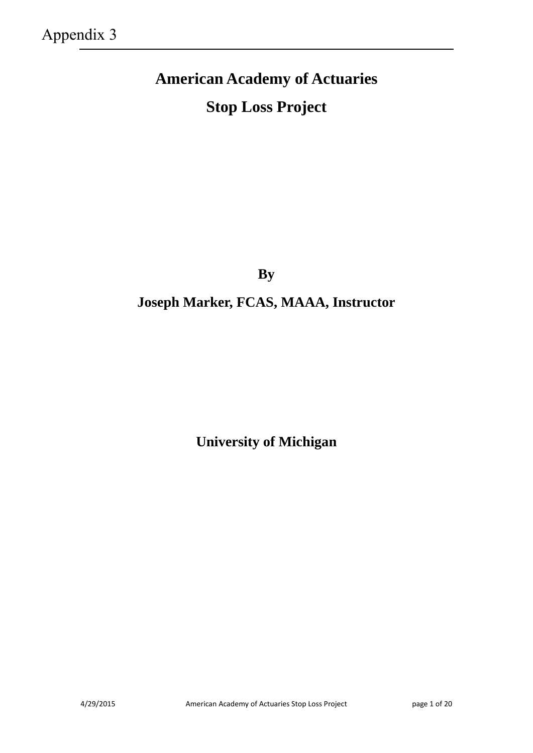Appendix 3

# American Academy of Actuaries

# Stop Loss Project

**By**

**Joseph Marker, FCAS, MAAA, Instructor**

**University of Michigan**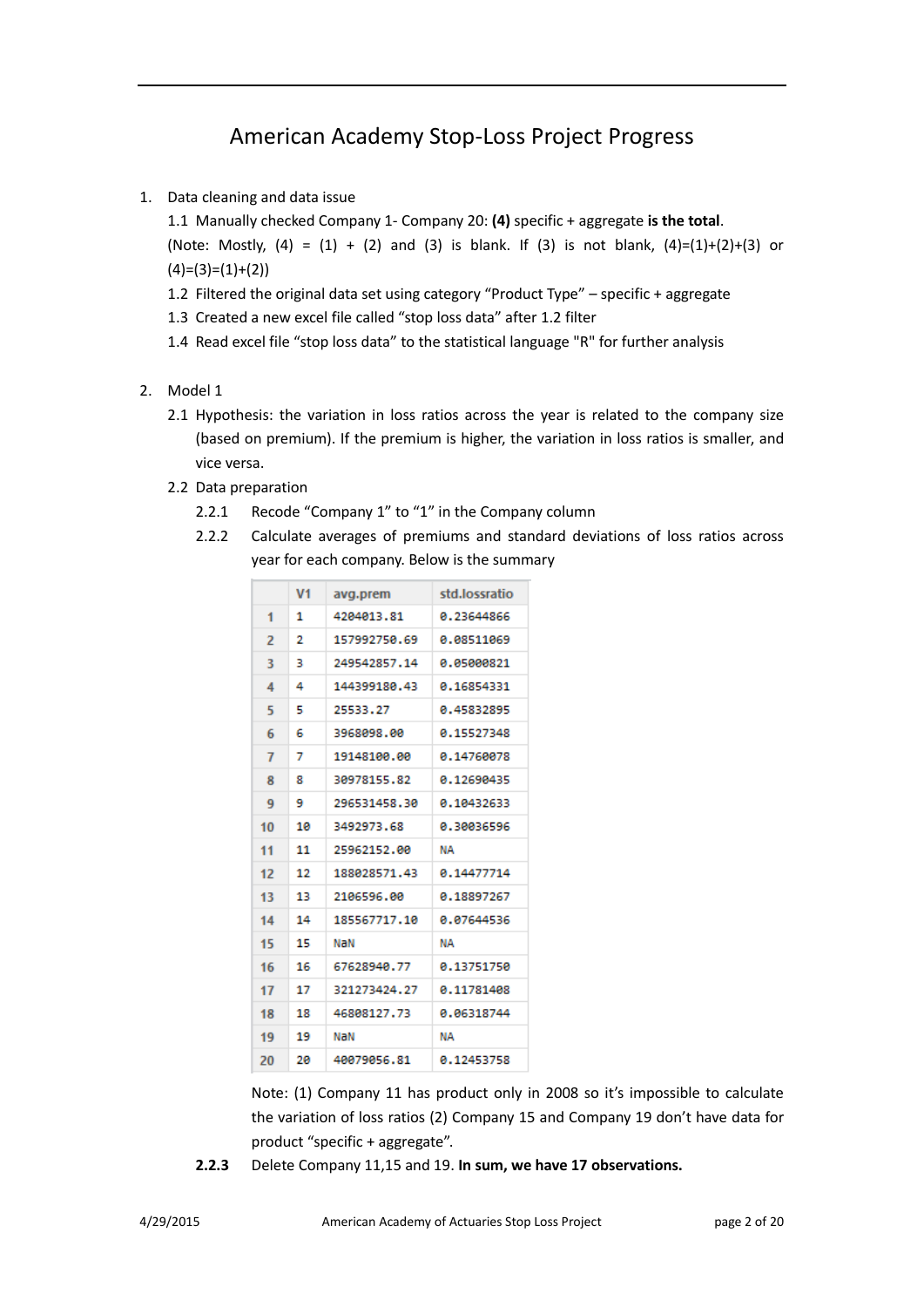# American Academy Stop-Loss Project Progress

1. Data cleaning and data issue

   1.1 Manually checked Company 1- Company 20: **(4)** specific + aggregate **is the total**.
   (Note: Mostly, (4) = (1) + (2) and (3) is blank. If (3) is not blank, (4)=(1)+(2)+(3) or (4)=(3)=(1)+(2))

   1.2 Filtered the original data set using category "Product Type" – specific + aggregate

   1.3 Created a new excel file called "stop loss data" after 1.2 filter

   1.4 Read excel file "stop loss data" to the statistical language "R" for further analysis

2. Model 1

   2.1 Hypothesis: the variation in loss ratios across the year is related to the company size (based on premium). If the premium is higher, the variation in loss ratios is smaller, and vice versa.

   2.2 Data preparation

   2.2.1 Recode "Company 1" to "1" in the Company column

   2.2.2 Calculate averages of premiums and standard deviations of loss ratios across year for each company. Below is the summary

|  | V1 | avg.prem | std.lossratio |
|---|---|---|---|
| 1 | 1 | 4204013.81 | 0.23644866 |
| 2 | 2 | 157992750.69 | 0.08511069 |
| 3 | 3 | 249542857.14 | 0.05000821 |
| 4 | 4 | 144399180.43 | 0.16854331 |
| 5 | 5 | 25533.27 | 0.45832895 |
| 6 | 6 | 3968098.00 | 0.15527348 |
| 7 | 7 | 19148100.00 | 0.14760078 |
| 8 | 8 | 30978155.82 | 0.12690435 |
| 9 | 9 | 296531458.30 | 0.10432633 |
| 10 | 10 | 3492973.68 | 0.30036596 |
| 11 | 11 | 25962152.00 | NA |
| 12 | 12 | 188028571.43 | 0.14477714 |
| 13 | 13 | 2106596.00 | 0.18897267 |
| 14 | 14 | 185567717.10 | 0.07644536 |
| 15 | 15 | NaN | NA |
| 16 | 16 | 67628940.77 | 0.13751750 |
| 17 | 17 | 321273424.27 | 0.11781408 |
| 18 | 18 | 46808127.73 | 0.06318744 |
| 19 | 19 | NaN | NA |
| 20 | 20 | 40079056.81 | 0.12453758 |

   Note: (1) Company 11 has product only in 2008 so it's impossible to calculate the variation of loss ratios (2) Company 15 and Company 19 don't have data for product "specific + aggregate".

   **2.2.3** Delete Company 11,15 and 19. **In sum, we have 17 observations.**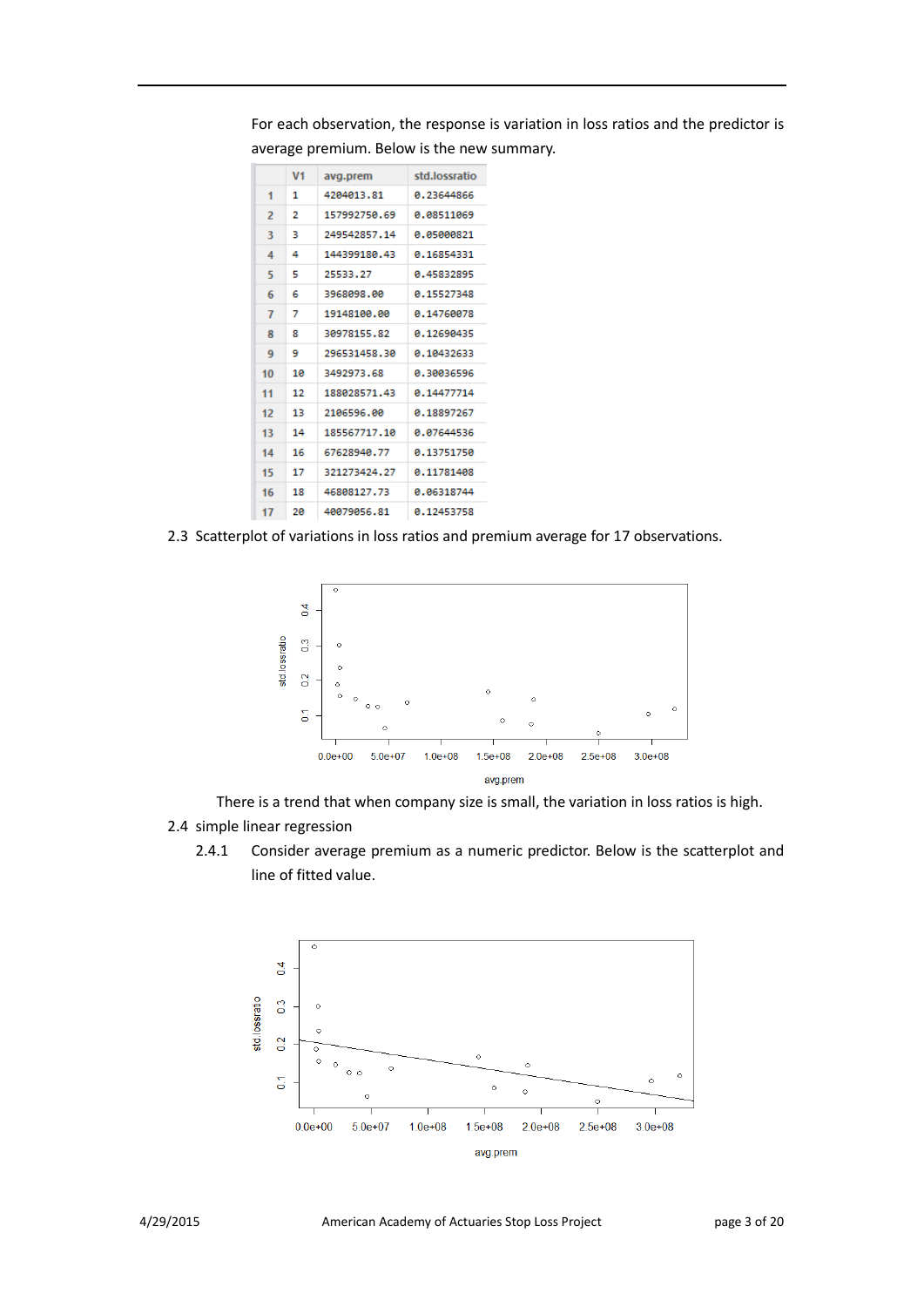For each observation, the response is variation in loss ratios and the predictor is average premium. Below is the new summary.

| | V1 | avg.prem | std.lossratio |
|---|---|---|---|
| 1 | 1 | 4204013.81 | 0.23644866 |
| 2 | 2 | 157992750.69 | 0.08511069 |
| 3 | 3 | 249542857.14 | 0.05000821 |
| 4 | 4 | 144399180.43 | 0.16854331 |
| 5 | 5 | 25533.27 | 0.45832895 |
| 6 | 6 | 3968098.00 | 0.15527348 |
| 7 | 7 | 19148100.00 | 0.14760078 |
| 8 | 8 | 30978155.82 | 0.12690435 |
| 9 | 9 | 296531458.30 | 0.10432633 |
| 10 | 10 | 3492973.68 | 0.30036596 |
| 11 | 12 | 188028571.43 | 0.14477714 |
| 12 | 13 | 2106596.00 | 0.18897267 |
| 13 | 14 | 185567717.10 | 0.07644536 |
| 14 | 16 | 67628940.77 | 0.13751750 |
| 15 | 17 | 321273424.27 | 0.11781408 |
| 16 | 18 | 46808127.73 | 0.06318744 |
| 17 | 20 | 40079056.81 | 0.12453758 |

2.3 Scatterplot of variations in loss ratios and premium average for 17 observations.

There is a trend that when company size is small, the variation in loss ratios is high.

2.4 simple linear regression

2.4.1 Consider average premium as a numeric predictor. Below is the scatterplot and line of fitted value.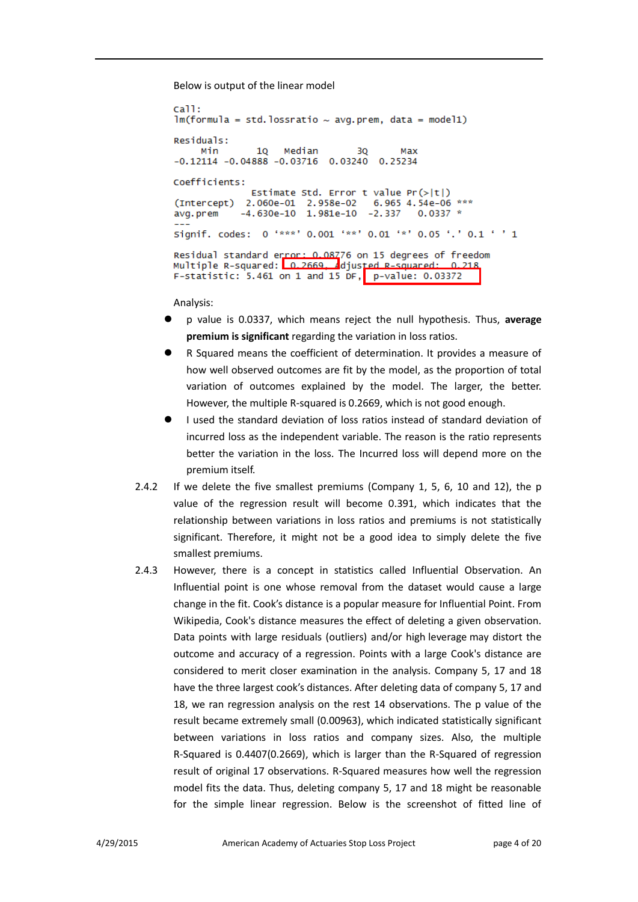Below is output of the linear model

```
Call:
lm(formula = std.lossratio ~ avg.prem, data = model1)

Residuals:
     Min       1Q   Median       3Q      Max 
-0.12114 -0.04888 -0.03716  0.03240  0.25234 

Coefficients:
              Estimate Std. Error t value Pr(>|t|)    
(Intercept)  2.060e-01  2.958e-02   6.965 4.54e-06 ***
avg.prem    -4.630e-10  1.981e-10  -2.337   0.0337 *  
---
Signif. codes:  0 '***' 0.001 '**' 0.01 '*' 0.05 '.' 0.1 ' ' 1

Residual standard error: 0.08776 on 15 degrees of freedom
Multiple R-squared:  0.2669,	Adjusted R-squared:  0.218 
F-statistic: 5.461 on 1 and 15 DF,  p-value: 0.03372
```

Analysis:

- p value is 0.0337, which means reject the null hypothesis. Thus, **average premium is significant** regarding the variation in loss ratios.
- R Squared means the coefficient of determination. It provides a measure of how well observed outcomes are fit by the model, as the proportion of total variation of outcomes explained by the model. The larger, the better. However, the multiple R-squared is 0.2669, which is not good enough.
- I used the standard deviation of loss ratios instead of standard deviation of incurred loss as the independent variable. The reason is the ratio represents better the variation in the loss. The Incurred loss will depend more on the premium itself.

2.4.2 If we delete the five smallest premiums (Company 1, 5, 6, 10 and 12), the p value of the regression result will become 0.391, which indicates that the relationship between variations in loss ratios and premiums is not statistically significant. Therefore, it might not be a good idea to simply delete the five smallest premiums.

2.4.3 However, there is a concept in statistics called Influential Observation. An Influential point is one whose removal from the dataset would cause a large change in the fit. Cook's distance is a popular measure for Influential Point. From Wikipedia, Cook's distance measures the effect of deleting a given observation. Data points with large residuals (outliers) and/or high leverage may distort the outcome and accuracy of a regression. Points with a large Cook's distance are considered to merit closer examination in the analysis. Company 5, 17 and 18 have the three largest cook's distances. After deleting data of company 5, 17 and 18, we ran regression analysis on the rest 14 observations. The p value of the result became extremely small (0.00963), which indicated statistically significant between variations in loss ratios and company sizes. Also, the multiple R-Squared is 0.4407(0.2669), which is larger than the R-Squared of regression result of original 17 observations. R-Squared measures how well the regression model fits the data. Thus, deleting company 5, 17 and 18 might be reasonable for the simple linear regression. Below is the screenshot of fitted line of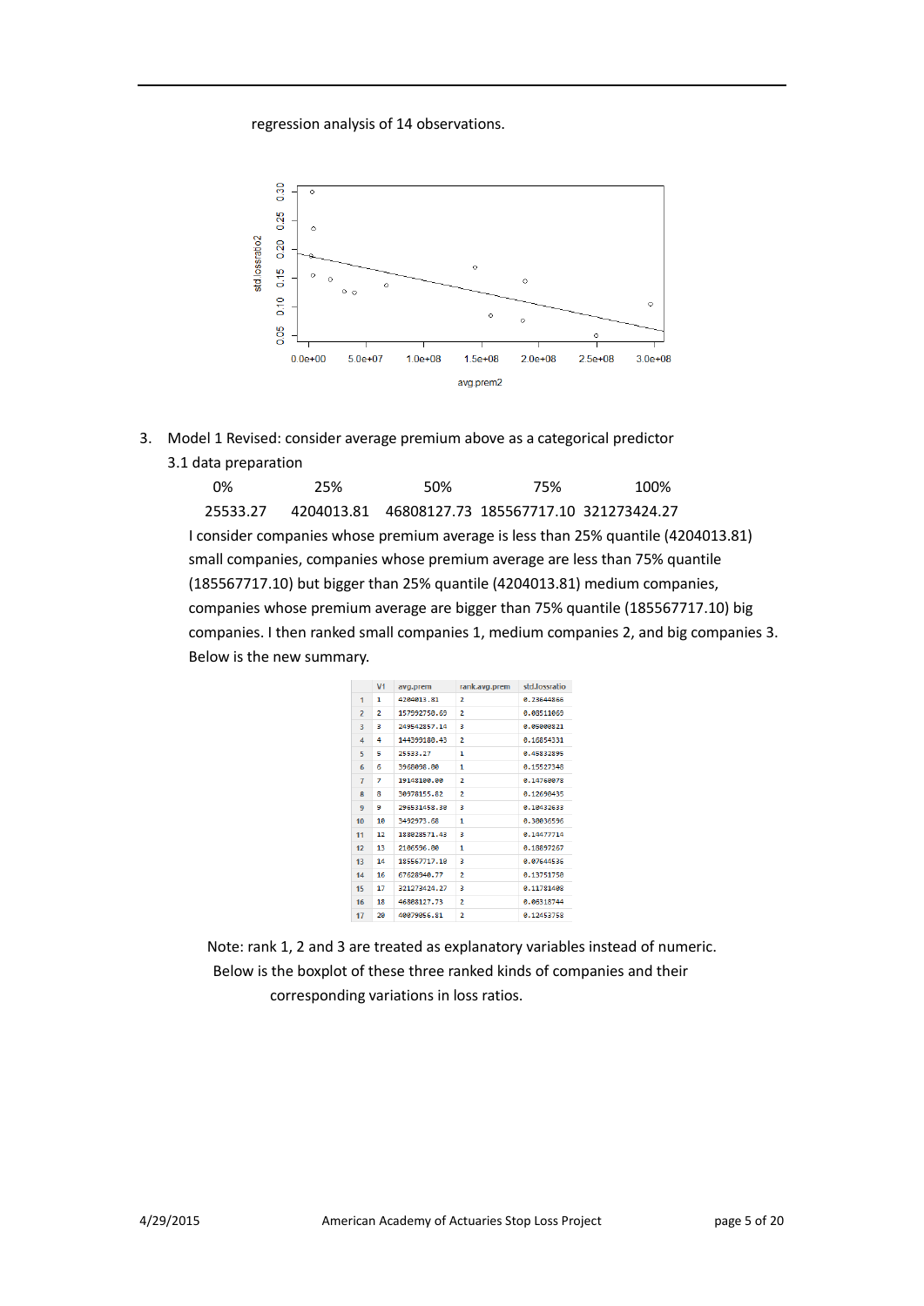regression analysis of 14 observations.

3. Model 1 Revised: consider average premium above as a categorical predictor

   3.1 data preparation

| 0% | 25% | 50% | 75% | 100% |
|---|---|---|---|---|
| 25533.27 | 4204013.81 | 46808127.73 | 185567717.10 | 321273424.27 |

I consider companies whose premium average is less than 25% quantile (4204013.81) small companies, companies whose premium average are less than 75% quantile (185567717.10) but bigger than 25% quantile (4204013.81) medium companies, companies whose premium average are bigger than 75% quantile (185567717.10) big companies. I then ranked small companies 1, medium companies 2, and big companies 3. Below is the new summary.

| | V1 | avg.prem | rank.avg.prem | std.lossratio |
|---|---|---|---|---|
| 1 | 1 | 4204013.81 | 2 | 0.23644866 |
| 2 | 2 | 157592750.69 | 2 | 0.08511069 |
| 3 | 3 | 249542857.14 | 3 | 0.05000821 |
| 4 | 4 | 144399188.43 | 2 | 0.16854331 |
| 5 | 5 | 25533.27 | 1 | 0.45832895 |
| 6 | 6 | 3960000.00 | 1 | 0.15527348 |
| 7 | 7 | 19148100.00 | 2 | 0.14760078 |
| 8 | 8 | 30970155.82 | 2 | 0.12690435 |
| 9 | 9 | 296531458.38 | 3 | 0.10432633 |
| 10 | 10 | 3492973.68 | 1 | 0.30036596 |
| 11 | 12 | 188028571.43 | 3 | 0.14477714 |
| 12 | 13 | 2106596.00 | 1 | 0.18897267 |
| 13 | 14 | 185567717.10 | 3 | 0.07644536 |
| 14 | 16 | 67628940.77 | 2 | 0.13751750 |
| 15 | 17 | 321273424.27 | 3 | 0.11781408 |
| 16 | 18 | 46808127.73 | 2 | 0.06318744 |
| 17 | 20 | 40079056.81 | 2 | 0.12453758 |

Note: rank 1, 2 and 3 are treated as explanatory variables instead of numeric.
Below is the boxplot of these three ranked kinds of companies and their corresponding variations in loss ratios.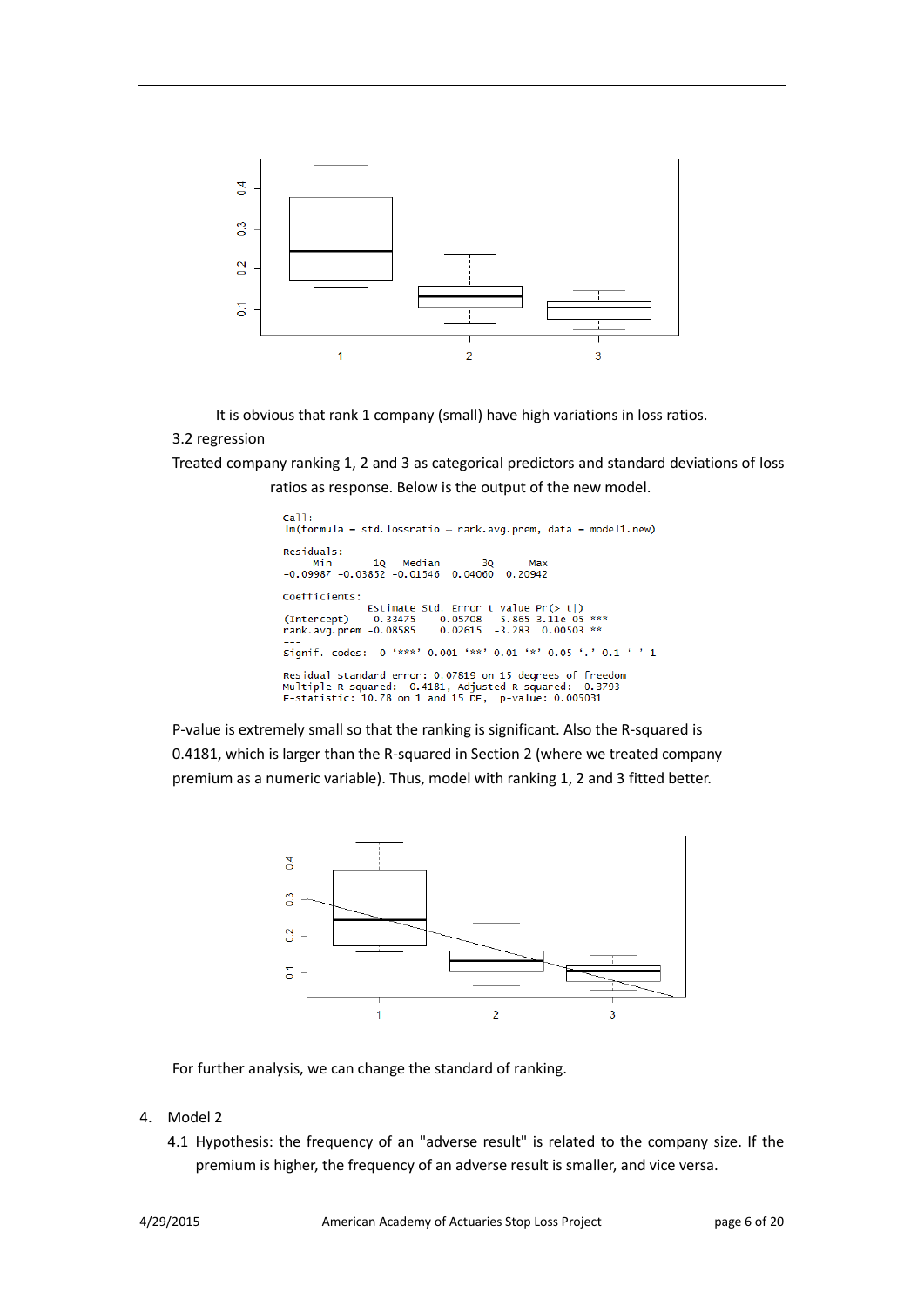It is obvious that rank 1 company (small) have high variations in loss ratios.

3.2 regression

Treated company ranking 1, 2 and 3 as categorical predictors and standard deviations of loss ratios as response. Below is the output of the new model.

```
Call:
lm(formula = std.lossratio ~ rank.avg.prem, data = model1.new)

Residuals:
     Min       1Q   Median       3Q      Max 
-0.09987 -0.03852 -0.01546  0.04060  0.20942 

Coefficients:
              Estimate Std. Error t value Pr(>|t|)    
(Intercept)    0.33475    0.05708   5.865 3.11e-05 ***
rank.avg.prem -0.08585    0.02615  -3.283  0.00503 ** 
---
Signif. codes:  0 '***' 0.001 '**' 0.01 '*' 0.05 '.' 0.1 ' ' 1

Residual standard error: 0.07819 on 15 degrees of freedom
Multiple R-squared:  0.4181,	Adjusted R-squared:  0.3793 
F-statistic: 10.78 on 1 and 15 DF,  p-value: 0.005031
```

P-value is extremely small so that the ranking is significant. Also the R-squared is 0.4181, which is larger than the R-squared in Section 2 (where we treated company premium as a numeric variable). Thus, model with ranking 1, 2 and 3 fitted better.

For further analysis, we can change the standard of ranking.

4. Model 2

4.1 Hypothesis: the frequency of an "adverse result" is related to the company size. If the premium is higher, the frequency of an adverse result is smaller, and vice versa.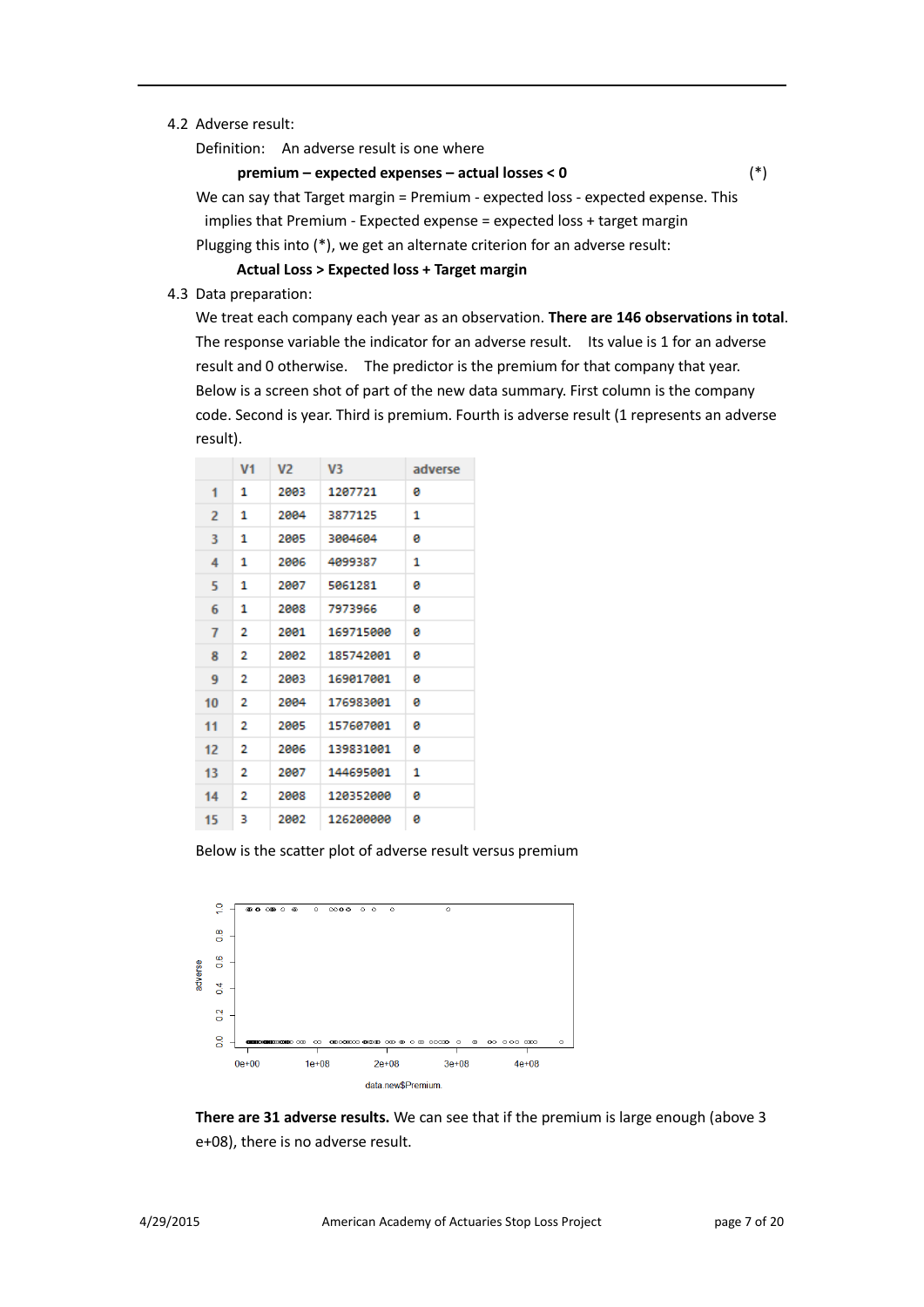4.2 Adverse result:

Definition: An adverse result is one where

**premium – expected expenses – actual losses < 0** (*)

We can say that Target margin = Premium - expected loss - expected expense. This implies that Premium - Expected expense = expected loss + target margin

Plugging this into (*), we get an alternate criterion for an adverse result:

**Actual Loss > Expected loss + Target margin**

4.3 Data preparation:

We treat each company each year as an observation. **There are 146 observations in total**. The response variable the indicator for an adverse result. Its value is 1 for an adverse result and 0 otherwise. The predictor is the premium for that company that year. Below is a screen shot of part of the new data summary. First column is the company code. Second is year. Third is premium. Fourth is adverse result (1 represents an adverse result).

| | V1 | V2 | V3 | adverse |
|---|---|---|---|---|
| 1 | 1 | 2003 | 1207721 | 0 |
| 2 | 1 | 2004 | 3877125 | 1 |
| 3 | 1 | 2005 | 3004604 | 0 |
| 4 | 1 | 2006 | 4099387 | 1 |
| 5 | 1 | 2007 | 5061281 | 0 |
| 6 | 1 | 2008 | 7973966 | 0 |
| 7 | 2 | 2001 | 169715000 | 0 |
| 8 | 2 | 2002 | 185742001 | 0 |
| 9 | 2 | 2003 | 169017001 | 0 |
| 10 | 2 | 2004 | 176983001 | 0 |
| 11 | 2 | 2005 | 157607001 | 0 |
| 12 | 2 | 2006 | 139831001 | 0 |
| 13 | 2 | 2007 | 144695001 | 1 |
| 14 | 2 | 2008 | 120352000 | 0 |
| 15 | 3 | 2002 | 126200000 | 0 |

Below is the scatter plot of adverse result versus premium

**There are 31 adverse results.** We can see that if the premium is large enough (above 3 e+08), there is no adverse result.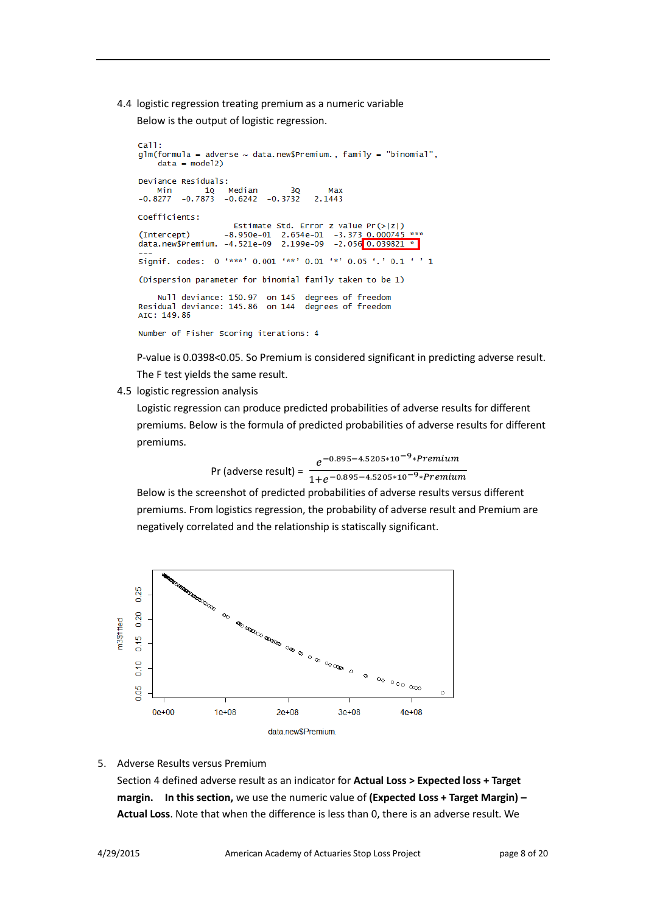4.4 logistic regression treating premium as a numeric variable

Below is the output of logistic regression.

```
Call:
glm(formula = adverse ~ data.new$Premium., family = "binomial",
    data = model2)

Deviance Residuals:
    Min       1Q   Median       3Q      Max
-0.8277  -0.7873  -0.6242  -0.3732   2.1443

Coefficients:
                   Estimate Std. Error z value Pr(>|z|)
(Intercept)       -8.950e-01  2.654e-01  -3.373 0.000745 ***
data.new$Premium. -4.521e-09  2.199e-09  -2.056 0.039821 *
---
Signif. codes:  0 '***' 0.001 '**' 0.01 '*' 0.05 '.' 0.1 ' ' 1

(Dispersion parameter for binomial family taken to be 1)

    Null deviance: 150.97  on 145  degrees of freedom
Residual deviance: 145.86  on 144  degrees of freedom
AIC: 149.86

Number of Fisher Scoring iterations: 4
```

P-value is 0.0398<0.05. So Premium is considered significant in predicting adverse result. The F test yields the same result.

4.5 logistic regression analysis

Logistic regression can produce predicted probabilities of adverse results for different premiums. Below is the formula of predicted probabilities of adverse results for different premiums.

$$\text{Pr (adverse result)} = \frac{e^{-0.895-4.5205*10^{-9}*Premium}}{1+e^{-0.895-4.5205*10^{-9}*Premium}}$$

Below is the screenshot of predicted probabilities of adverse results versus different premiums. From logistics regression, the probability of adverse result and Premium are negatively correlated and the relationship is statiscally significant.

5. Adverse Results versus Premium

Section 4 defined adverse result as an indicator for **Actual Loss > Expected loss + Target margin.** **In this section,** we use the numeric value of **(Expected Loss + Target Margin) – Actual Loss**. Note that when the difference is less than 0, there is an adverse result. We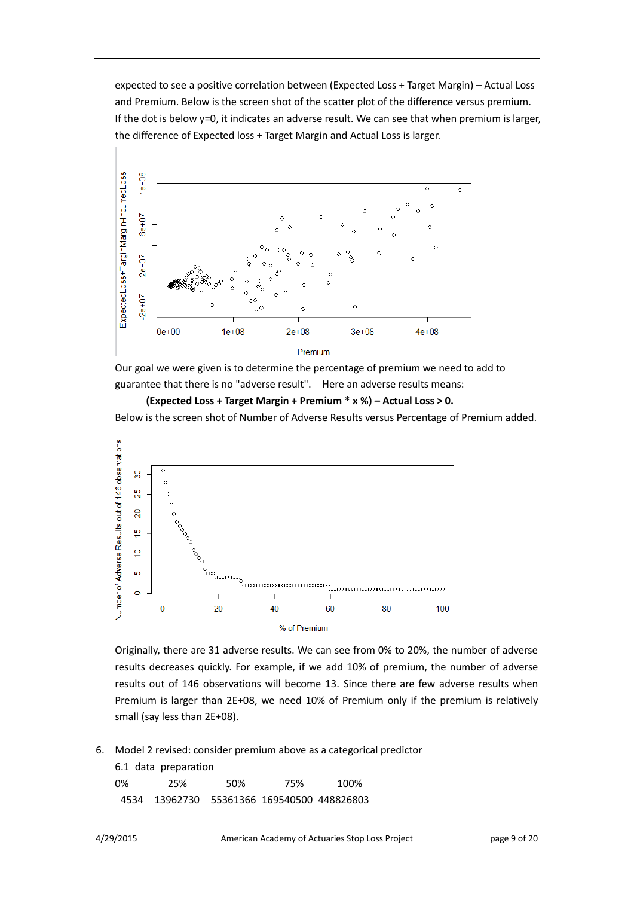expected to see a positive correlation between (Expected Loss + Target Margin) – Actual Loss and Premium. Below is the screen shot of the scatter plot of the difference versus premium. If the dot is below y=0, it indicates an adverse result. We can see that when premium is larger, the difference of Expected loss + Target Margin and Actual Loss is larger.

Our goal we were given is to determine the percentage of premium we need to add to guarantee that there is no "adverse result". Here an adverse results means:

**(Expected Loss + Target Margin + Premium * x %) – Actual Loss > 0.**

Below is the screen shot of Number of Adverse Results versus Percentage of Premium added.

Originally, there are 31 adverse results. We can see from 0% to 20%, the number of adverse results decreases quickly. For example, if we add 10% of premium, the number of adverse results out of 146 observations will become 13. Since there are few adverse results when Premium is larger than 2E+08, we need 10% of Premium only if the premium is relatively small (say less than 2E+08).

6. Model 2 revised: consider premium above as a categorical predictor

   6.1 data preparation

| 0% | 25% | 50% | 75% | 100% |
|---|---|---|---|---|
| 4534 | 13962730 | 55361366 | 169540500 | 448826803 |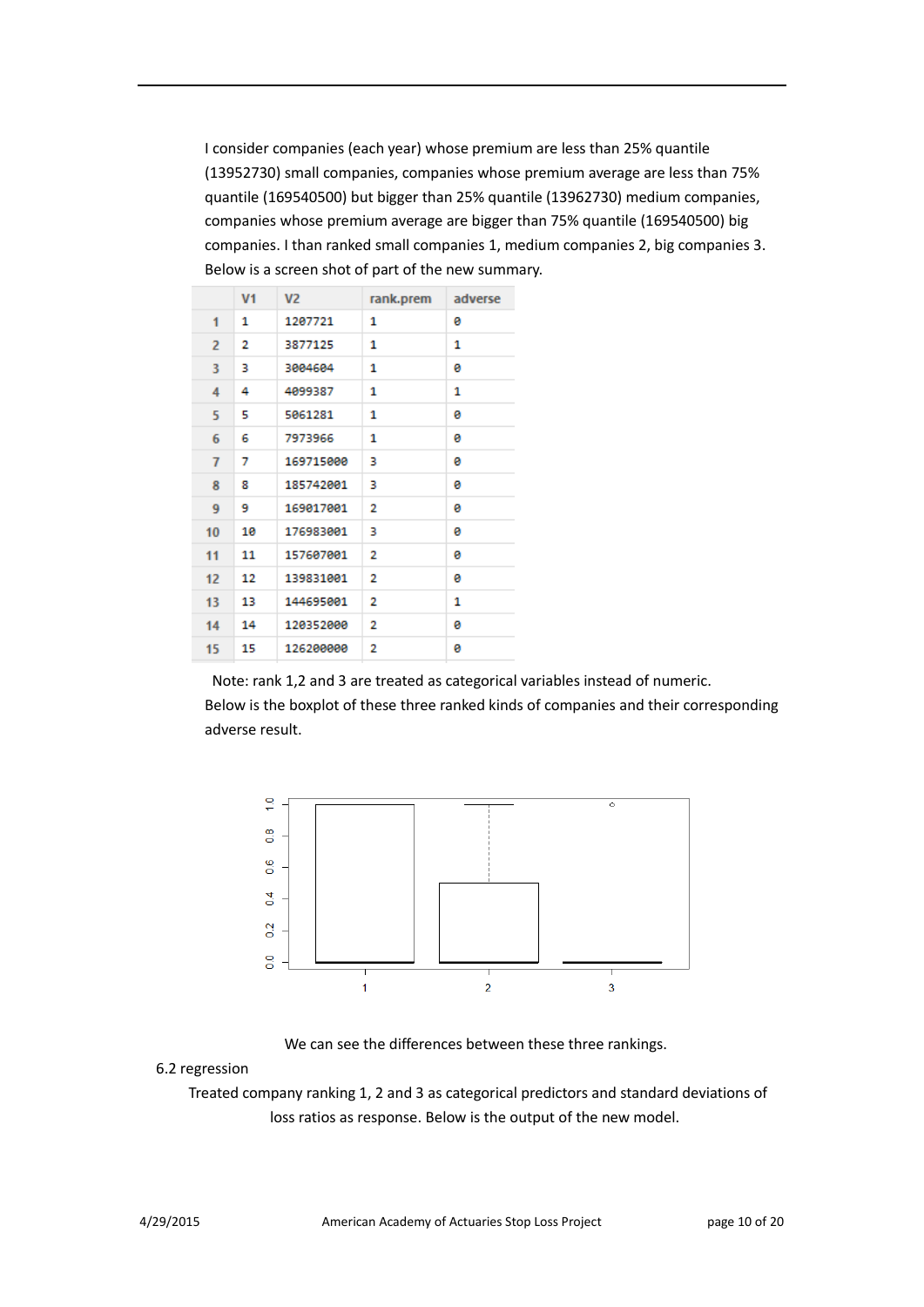I consider companies (each year) whose premium are less than 25% quantile (13952730) small companies, companies whose premium average are less than 75% quantile (169540500) but bigger than 25% quantile (13962730) medium companies, companies whose premium average are bigger than 75% quantile (169540500) big companies. I than ranked small companies 1, medium companies 2, big companies 3. Below is a screen shot of part of the new summary.

| | V1 | V2 | rank.prem | adverse |
|---|---|---|---|---|
| 1 | 1 | 1207721 | 1 | 0 |
| 2 | 2 | 3877125 | 1 | 1 |
| 3 | 3 | 3004604 | 1 | 0 |
| 4 | 4 | 4099387 | 1 | 1 |
| 5 | 5 | 5061281 | 1 | 0 |
| 6 | 6 | 7973966 | 1 | 0 |
| 7 | 7 | 169715000 | 3 | 0 |
| 8 | 8 | 185742001 | 3 | 0 |
| 9 | 9 | 169017001 | 2 | 0 |
| 10 | 10 | 176983001 | 3 | 0 |
| 11 | 11 | 157607001 | 2 | 0 |
| 12 | 12 | 139831001 | 2 | 0 |
| 13 | 13 | 144695001 | 2 | 1 |
| 14 | 14 | 120352000 | 2 | 0 |
| 15 | 15 | 126200000 | 2 | 0 |

Note: rank 1,2 and 3 are treated as categorical variables instead of numeric.

Below is the boxplot of these three ranked kinds of companies and their corresponding adverse result.

We can see the differences between these three rankings.

6.2 regression

Treated company ranking 1, 2 and 3 as categorical predictors and standard deviations of loss ratios as response. Below is the output of the new model.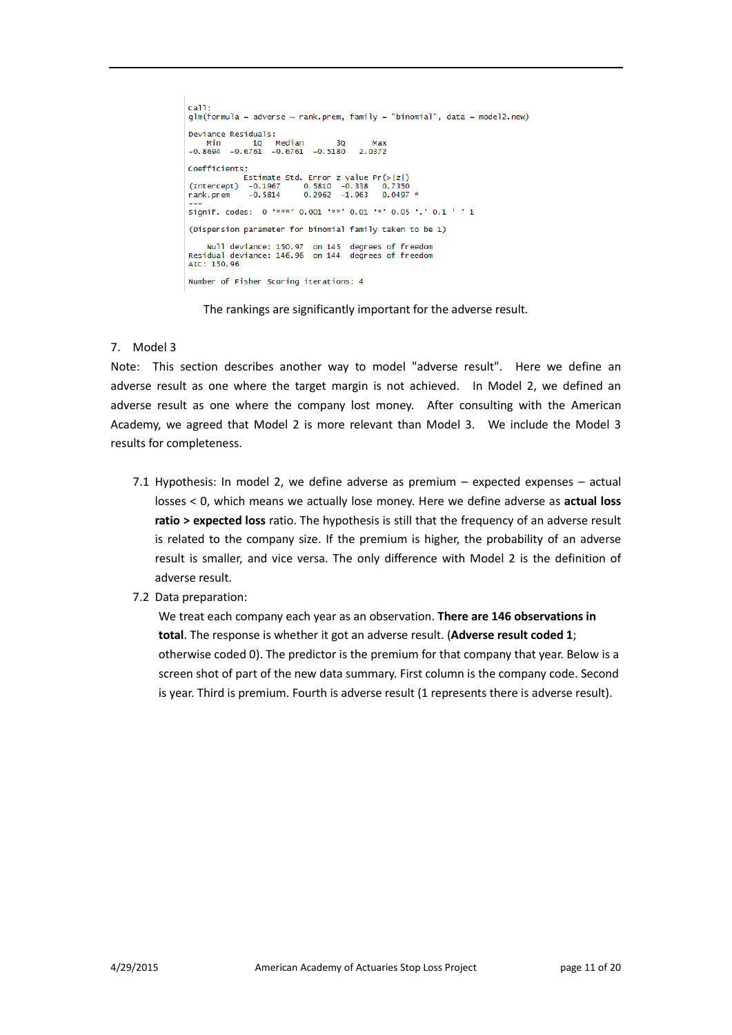```
Call:
glm(formula = adverse ~ rank.prem, family = "binomial", data = model2.new)

Deviance Residuals:
    Min       1Q   Median       3Q      Max
-0.8694  -0.6761  -0.6761  -0.5180   2.0372

Coefficients:
            Estimate Std. Error z value Pr(>|z|)
(Intercept)  -0.1967     0.5810  -0.338   0.7350
rank.prem    -0.5814     0.2962  -1.963   0.0497 *
---
Signif. codes:  0 '***' 0.001 '**' 0.01 '*' 0.05 '.' 0.1 ' ' 1

(Dispersion parameter for binomial family taken to be 1)

    Null deviance: 150.97  on 145  degrees of freedom
Residual deviance: 146.96  on 144  degrees of freedom
AIC: 150.96

Number of Fisher Scoring iterations: 4
```

The rankings are significantly important for the adverse result.

7. Model 3

Note: This section describes another way to model "adverse result". Here we define an adverse result as one where the target margin is not achieved. In Model 2, we defined an adverse result as one where the company lost money. After consulting with the American Academy, we agreed that Model 2 is more relevant than Model 3. We include the Model 3 results for completeness.

7.1 Hypothesis: In model 2, we define adverse as premium – expected expenses – actual losses < 0, which means we actually lose money. Here we define adverse as **actual loss ratio > expected loss** ratio. The hypothesis is still that the frequency of an adverse result is related to the company size. If the premium is higher, the probability of an adverse result is smaller, and vice versa. The only difference with Model 2 is the definition of adverse result.

7.2 Data preparation:

We treat each company each year as an observation. **There are 146 observations in total**. The response is whether it got an adverse result. (**Adverse result coded 1**; otherwise coded 0). The predictor is the premium for that company that year. Below is a screen shot of part of the new data summary. First column is the company code. Second is year. Third is premium. Fourth is adverse result (1 represents there is adverse result).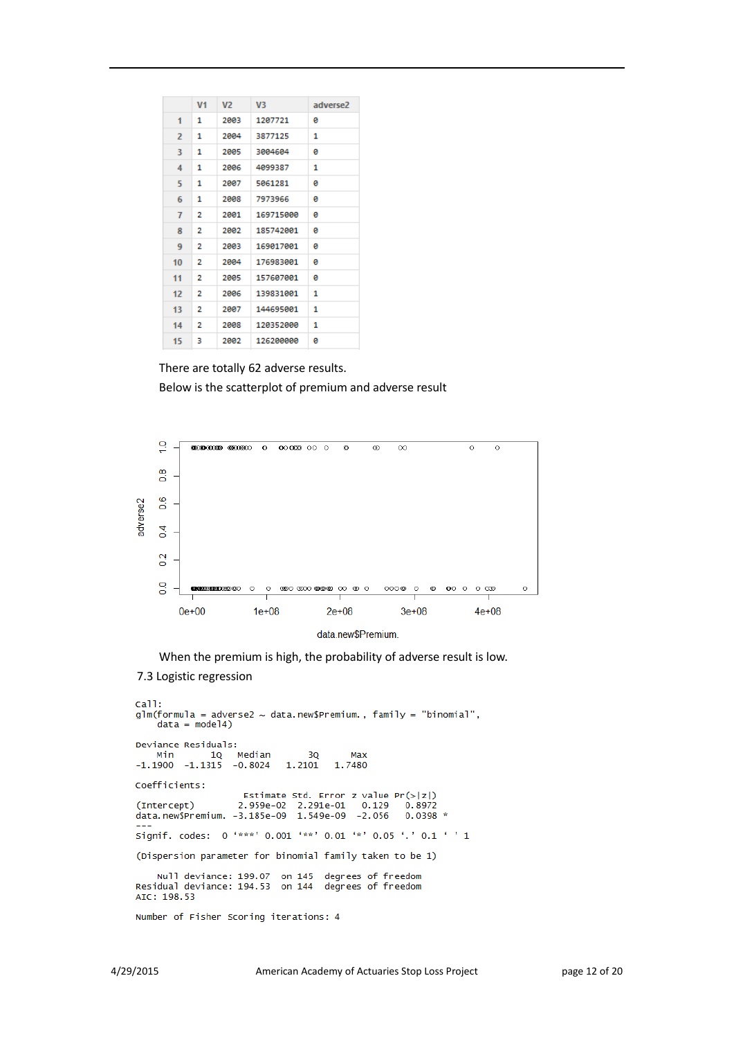|  | V1 | V2 | V3 | adverse2 |
|---|---|---|---|---|
| 1 | 1 | 2003 | 1207721 | 0 |
| 2 | 1 | 2004 | 3877125 | 1 |
| 3 | 1 | 2005 | 3004604 | 0 |
| 4 | 1 | 2006 | 4099387 | 1 |
| 5 | 1 | 2007 | 5061281 | 0 |
| 6 | 1 | 2008 | 7973966 | 0 |
| 7 | 2 | 2001 | 169715000 | 0 |
| 8 | 2 | 2002 | 185742001 | 0 |
| 9 | 2 | 2003 | 169017001 | 0 |
| 10 | 2 | 2004 | 176983001 | 0 |
| 11 | 2 | 2005 | 157607001 | 0 |
| 12 | 2 | 2006 | 139831001 | 1 |
| 13 | 2 | 2007 | 144695001 | 1 |
| 14 | 2 | 2008 | 120352000 | 1 |
| 15 | 3 | 2002 | 126200000 | 0 |

There are totally 62 adverse results.

Below is the scatterplot of premium and adverse result

When the premium is high, the probability of adverse result is low.

### 7.3 Logistic regression

```
Call:
glm(formula = adverse2 ~ data.new$Premium., family = "binomial",
    data = model4)

Deviance Residuals:
    Min       1Q   Median       3Q      Max
-1.1900  -1.1315  -0.8024   1.2101   1.7480

Coefficients:
                    Estimate Std. Error z value Pr(>|z|)
(Intercept)        2.959e-02  2.291e-01   0.129   0.8972
data.new$Premium. -3.185e-09  1.549e-09  -2.056   0.0398 *
---
Signif. codes:  0 '***' 0.001 '**' 0.01 '*' 0.05 '.' 0.1 ' ' 1

(Dispersion parameter for binomial family taken to be 1)

    Null deviance: 199.07  on 145  degrees of freedom
Residual deviance: 194.53  on 144  degrees of freedom
AIC: 198.53

Number of Fisher Scoring iterations: 4
```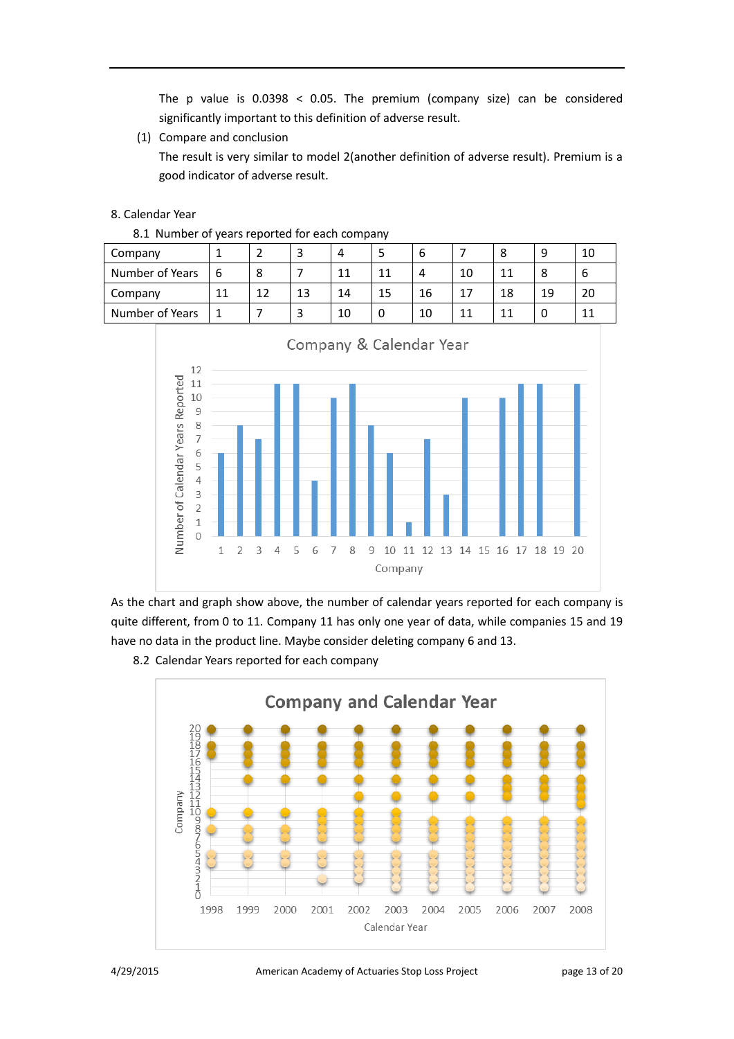The p value is 0.0398 < 0.05. The premium (company size) can be considered significantly important to this definition of adverse result.

(1) Compare and conclusion

The result is very similar to model 2(another definition of adverse result). Premium is a good indicator of adverse result.

8. Calendar Year

8.1 Number of years reported for each company

| Company | 1 | 2 | 3 | 4 | 5 | 6 | 7 | 8 | 9 | 10 |
|---|---|---|---|---|---|---|---|---|---|---|
| Number of Years | 6 | 8 | 7 | 11 | 11 | 4 | 10 | 11 | 8 | 6 |
| Company | 11 | 12 | 13 | 14 | 15 | 16 | 17 | 18 | 19 | 20 |
| Number of Years | 1 | 7 | 3 | 10 | 0 | 10 | 11 | 11 | 0 | 11 |

As the chart and graph show above, the number of calendar years reported for each company is quite different, from 0 to 11. Company 11 has only one year of data, while companies 15 and 19 have no data in the product line. Maybe consider deleting company 6 and 13.

8.2 Calendar Years reported for each company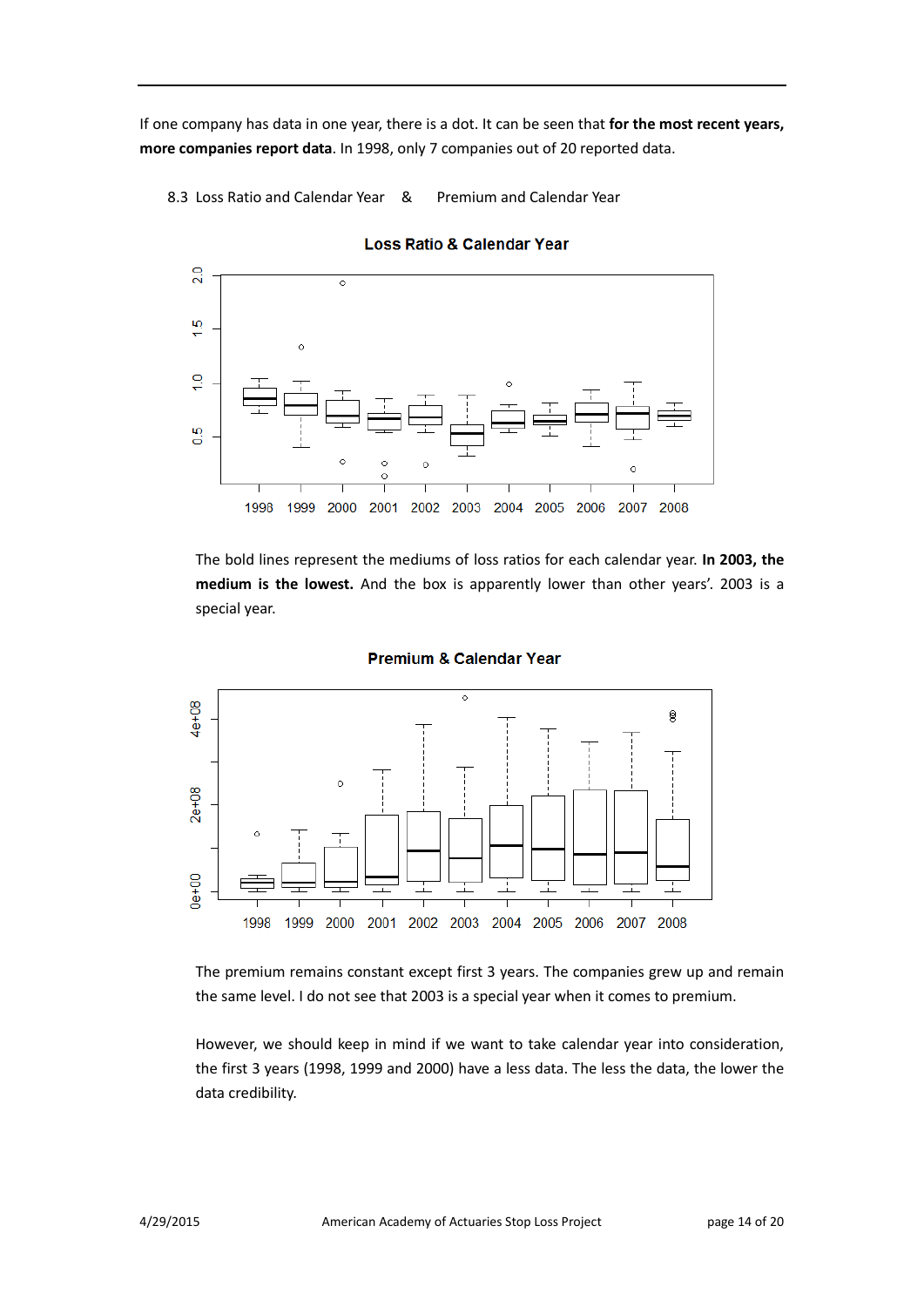If one company has data in one year, there is a dot. It can be seen that **for the most recent years, more companies report data**. In 1998, only 7 companies out of 20 reported data.

8.3 Loss Ratio and Calendar Year & Premium and Calendar Year

**Loss Ratio & Calendar Year**

The bold lines represent the mediums of loss ratios for each calendar year. **In 2003, the medium is the lowest.** And the box is apparently lower than other years'. 2003 is a special year.

**Premium & Calendar Year**

The premium remains constant except first 3 years. The companies grew up and remain the same level. I do not see that 2003 is a special year when it comes to premium.

However, we should keep in mind if we want to take calendar year into consideration, the first 3 years (1998, 1999 and 2000) have a less data. The less the data, the lower the data credibility.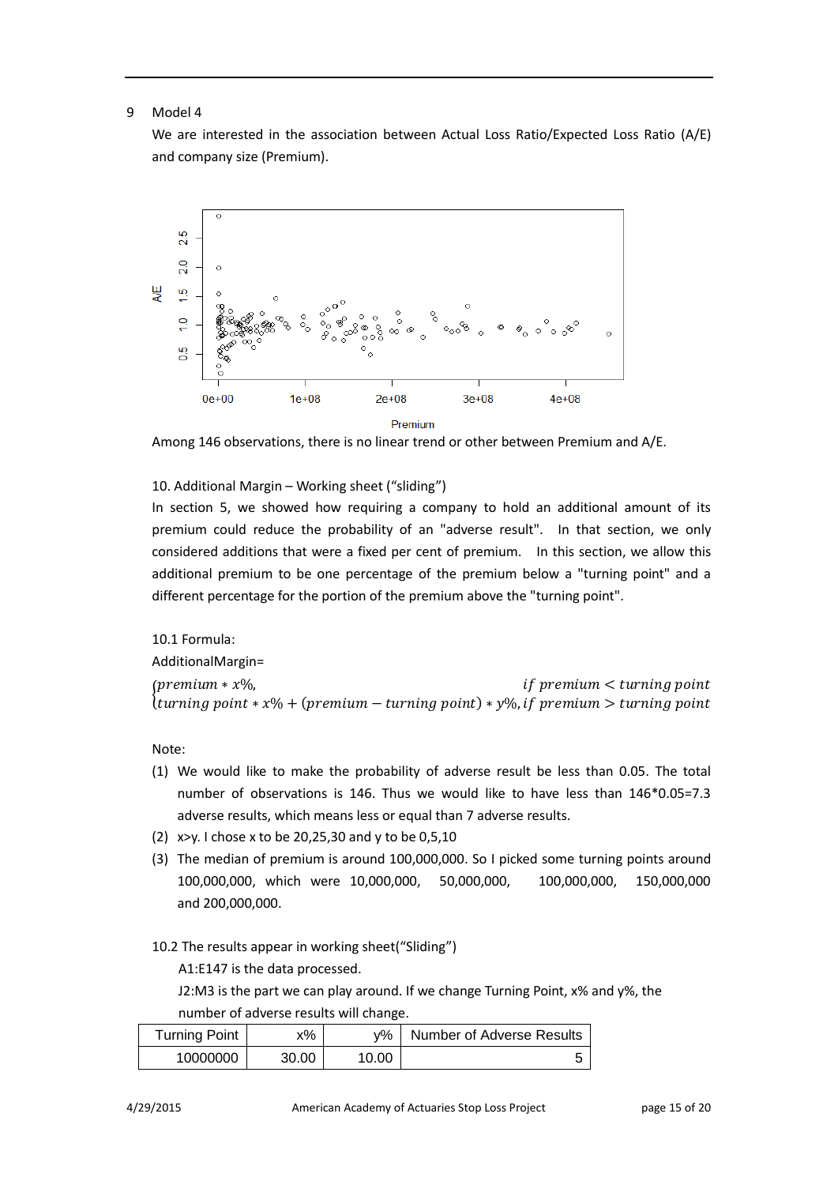9 Model 4

We are interested in the association between Actual Loss Ratio/Expected Loss Ratio (A/E) and company size (Premium).

Among 146 observations, there is no linear trend or other between Premium and A/E.

10. Additional Margin – Working sheet (“sliding”)

In section 5, we showed how requiring a company to hold an additional amount of its premium could reduce the probability of an "adverse result". In that section, we only considered additions that were a fixed per cent of premium. In this section, we allow this additional premium to be one percentage of the premium below a "turning point" and a different percentage for the portion of the premium above the "turning point".

10.1 Formula:

AdditionalMargin=

$$\begin{cases} premium * x\%, & if\ premium < turning\ point \\ turning\ point * x\% + (premium - turning\ point) * y\%, & if\ premium > turning\ point \end{cases}$$

Note:

(1) We would like to make the probability of adverse result be less than 0.05. The total number of observations is 146. Thus we would like to have less than 146*0.05=7.3 adverse results, which means less or equal than 7 adverse results.
(2) x>y. I chose x to be 20,25,30 and y to be 0,5,10
(3) The median of premium is around 100,000,000. So I picked some turning points around 100,000,000, which were 10,000,000, 50,000,000, 100,000,000, 150,000,000 and 200,000,000.

10.2 The results appear in working sheet(“Sliding”)

A1:E147 is the data processed.

J2:M3 is the part we can play around. If we change Turning Point, x% and y%, the number of adverse results will change.

| Turning Point | x% | y% | Number of Adverse Results |
|---|---|---|---|
| 10000000 | 30.00 | 10.00 | 5 |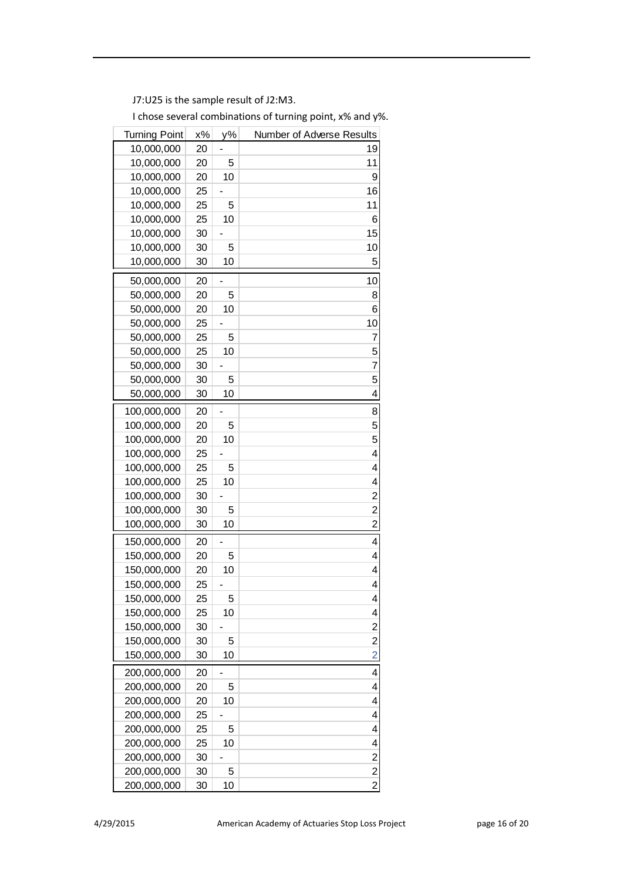J7:U25 is the sample result of J2:M3.

I chose several combinations of turning point, x% and y%.

| Turning Point | x% | y% | Number of Adverse Results |
|---|---|---|---|
| 10,000,000 | 20 | - | 19 |
| 10,000,000 | 20 | 5 | 11 |
| 10,000,000 | 20 | 10 | 9 |
| 10,000,000 | 25 | - | 16 |
| 10,000,000 | 25 | 5 | 11 |
| 10,000,000 | 25 | 10 | 6 |
| 10,000,000 | 30 | - | 15 |
| 10,000,000 | 30 | 5 | 10 |
| 10,000,000 | 30 | 10 | 5 |
| 50,000,000 | 20 | - | 10 |
| 50,000,000 | 20 | 5 | 8 |
| 50,000,000 | 20 | 10 | 6 |
| 50,000,000 | 25 | - | 10 |
| 50,000,000 | 25 | 5 | 7 |
| 50,000,000 | 25 | 10 | 5 |
| 50,000,000 | 30 | - | 7 |
| 50,000,000 | 30 | 5 | 5 |
| 50,000,000 | 30 | 10 | 4 |
| 100,000,000 | 20 | - | 8 |
| 100,000,000 | 20 | 5 | 5 |
| 100,000,000 | 20 | 10 | 5 |
| 100,000,000 | 25 | - | 4 |
| 100,000,000 | 25 | 5 | 4 |
| 100,000,000 | 25 | 10 | 4 |
| 100,000,000 | 30 | - | 2 |
| 100,000,000 | 30 | 5 | 2 |
| 100,000,000 | 30 | 10 | 2 |
| 150,000,000 | 20 | - | 4 |
| 150,000,000 | 20 | 5 | 4 |
| 150,000,000 | 20 | 10 | 4 |
| 150,000,000 | 25 | - | 4 |
| 150,000,000 | 25 | 5 | 4 |
| 150,000,000 | 25 | 10 | 4 |
| 150,000,000 | 30 | - | 2 |
| 150,000,000 | 30 | 5 | 2 |
| 150,000,000 | 30 | 10 | 2 |
| 200,000,000 | 20 | - | 4 |
| 200,000,000 | 20 | 5 | 4 |
| 200,000,000 | 20 | 10 | 4 |
| 200,000,000 | 25 | - | 4 |
| 200,000,000 | 25 | 5 | 4 |
| 200,000,000 | 25 | 10 | 4 |
| 200,000,000 | 30 | - | 2 |
| 200,000,000 | 30 | 5 | 2 |
| 200,000,000 | 30 | 10 | 2 |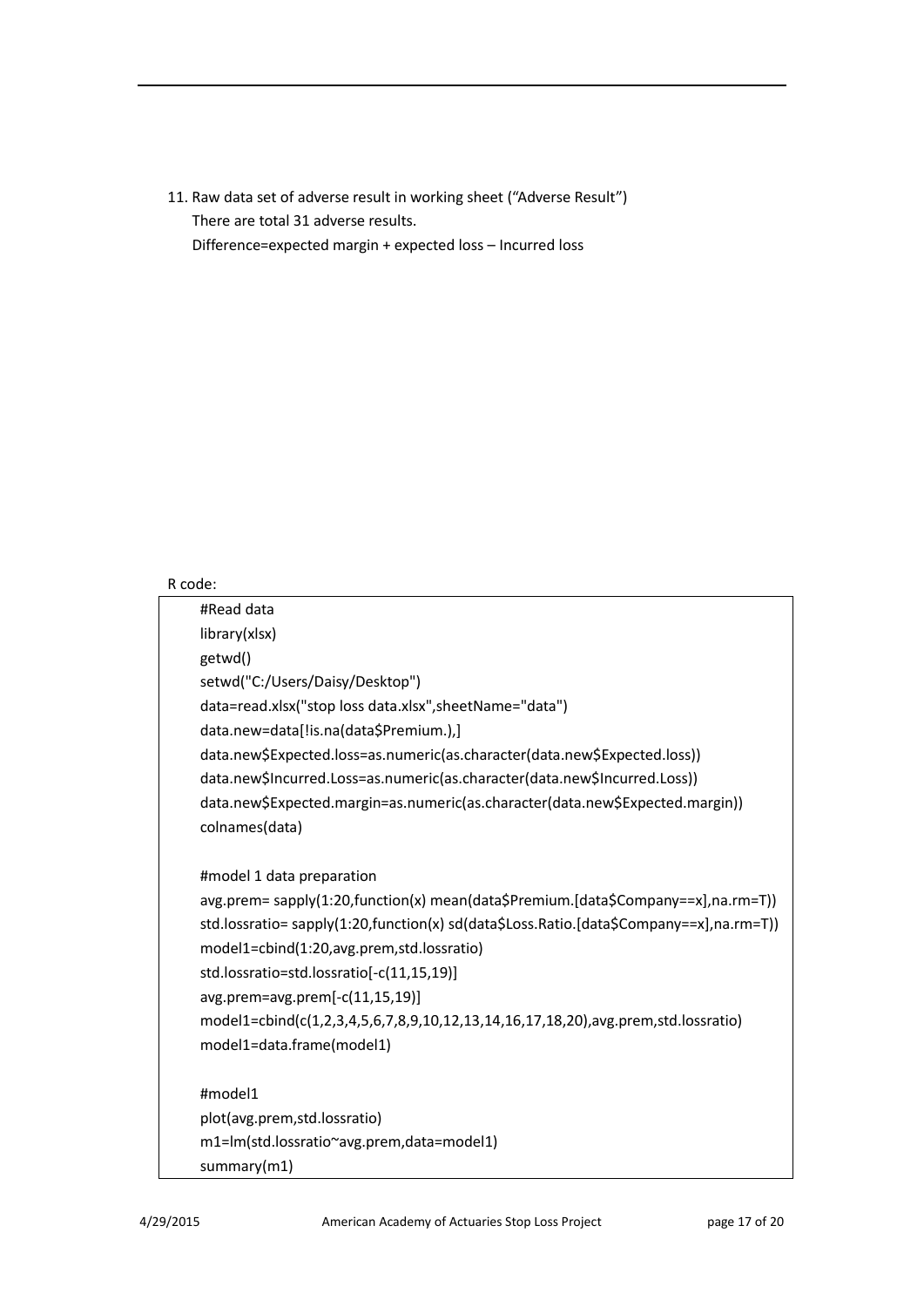11. Raw data set of adverse result in working sheet ("Adverse Result")
    There are total 31 adverse results.
    Difference=expected margin + expected loss – Incurred loss

R code:

```
#Read data
library(xlsx)
getwd()
setwd("C:/Users/Daisy/Desktop")
data=read.xlsx("stop loss data.xlsx",sheetName="data")
data.new=data[!is.na(data$Premium.),]
data.new$Expected.loss=as.numeric(as.character(data.new$Expected.loss))
data.new$Incurred.Loss=as.numeric(as.character(data.new$Incurred.Loss))
data.new$Expected.margin=as.numeric(as.character(data.new$Expected.margin))
colnames(data)

#model 1 data preparation
avg.prem= sapply(1:20,function(x) mean(data$Premium.[data$Company==x],na.rm=T))
std.lossratio= sapply(1:20,function(x) sd(data$Loss.Ratio.[data$Company==x],na.rm=T))
model1=cbind(1:20,avg.prem,std.lossratio)
std.lossratio=std.lossratio[-c(11,15,19)]
avg.prem=avg.prem[-c(11,15,19)]
model1=cbind(c(1,2,3,4,5,6,7,8,9,10,12,13,14,16,17,18,20),avg.prem,std.lossratio)
model1=data.frame(model1)

#model1
plot(avg.prem,std.lossratio)
m1=lm(std.lossratio~avg.prem,data=model1)
summary(m1)
```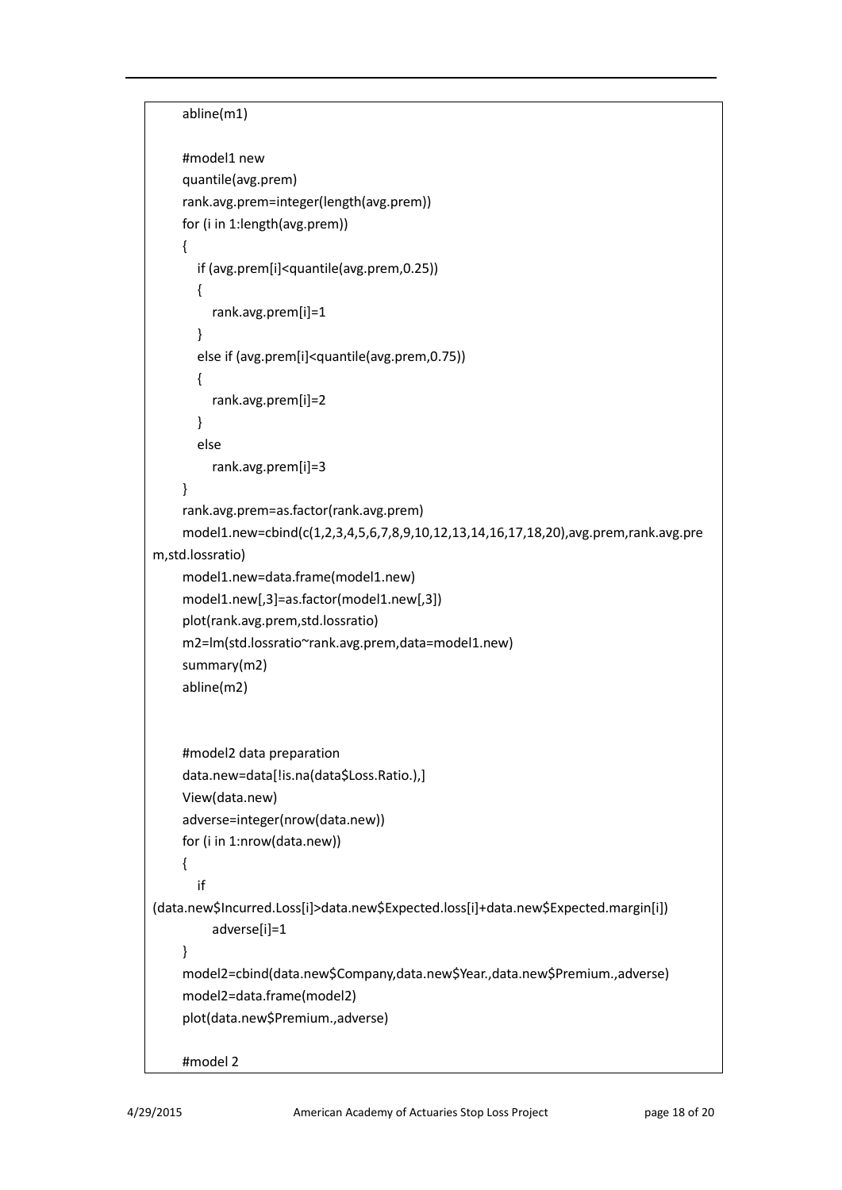```
abline(m1)

#model1 new
quantile(avg.prem)
rank.avg.prem=integer(length(avg.prem))
for (i in 1:length(avg.prem))
{
   if (avg.prem[i]<quantile(avg.prem,0.25))
   {
      rank.avg.prem[i]=1
   }
   else if (avg.prem[i]<quantile(avg.prem,0.75))
   {
      rank.avg.prem[i]=2
   }
   else
      rank.avg.prem[i]=3
}
rank.avg.prem=as.factor(rank.avg.prem)
model1.new=cbind(c(1,2,3,4,5,6,7,8,9,10,12,13,14,16,17,18,20),avg.prem,rank.avg.prem,std.lossratio)
model1.new=data.frame(model1.new)
model1.new[,3]=as.factor(model1.new[,3])
plot(rank.avg.prem,std.lossratio)
m2=lm(std.lossratio~rank.avg.prem,data=model1.new)
summary(m2)
abline(m2)


#model2 data preparation
data.new=data[!is.na(data$Loss.Ratio.),]
View(data.new)
adverse=integer(nrow(data.new))
for (i in 1:nrow(data.new))
{
   if
(data.new$Incurred.Loss[i]>data.new$Expected.loss[i]+data.new$Expected.margin[i])
      adverse[i]=1
}
model2=cbind(data.new$Company,data.new$Year.,data.new$Premium.,adverse)
model2=data.frame(model2)
plot(data.new$Premium.,adverse)

#model 2
```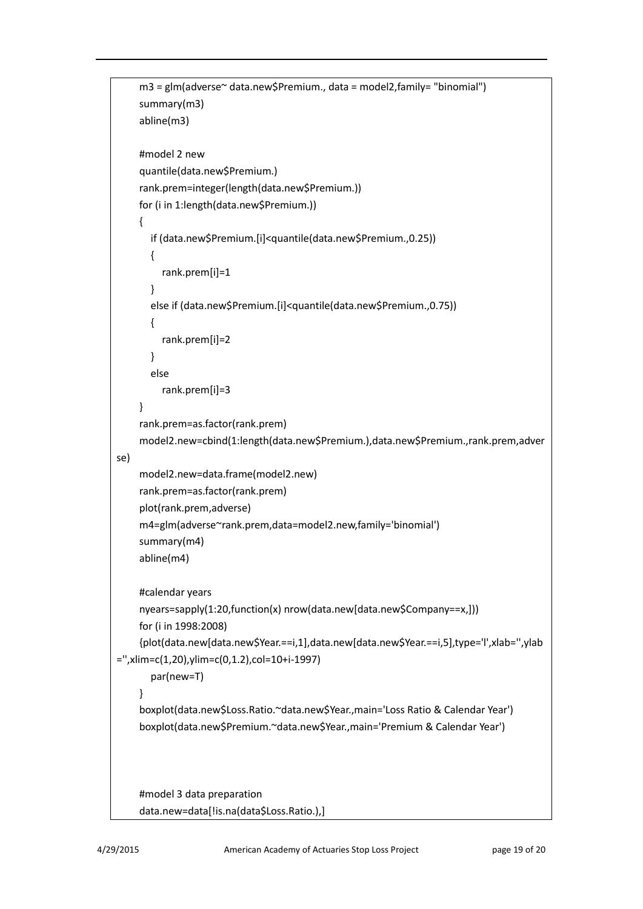```
m3 = glm(adverse~ data.new$Premium., data = model2,family= "binomial")
summary(m3)
abline(m3)

#model 2 new
quantile(data.new$Premium.)
rank.prem=integer(length(data.new$Premium.))
for (i in 1:length(data.new$Premium.))
{
   if (data.new$Premium.[i]<quantile(data.new$Premium.,0.25))
   {
      rank.prem[i]=1
   }
   else if (data.new$Premium.[i]<quantile(data.new$Premium.,0.75))
   {
      rank.prem[i]=2
   }
   else
      rank.prem[i]=3
}
rank.prem=as.factor(rank.prem)
model2.new=cbind(1:length(data.new$Premium.),data.new$Premium.,rank.prem,adver
se)
model2.new=data.frame(model2.new)
rank.prem=as.factor(rank.prem)
plot(rank.prem,adverse)
m4=glm(adverse~rank.prem,data=model2.new,family='binomial')
summary(m4)
abline(m4)

#calendar years
nyears=sapply(1:20,function(x) nrow(data.new[data.new$Company==x,]))
for (i in 1998:2008)
{plot(data.new[data.new$Year.==i,1],data.new[data.new$Year.==i,5],type='l',xlab='',ylab
='',xlim=c(1,20),ylim=c(0,1.2),col=10+i-1997)
   par(new=T)
}
boxplot(data.new$Loss.Ratio.~data.new$Year.,main='Loss Ratio & Calendar Year')
boxplot(data.new$Premium.~data.new$Year.,main='Premium & Calendar Year')



#model 3 data preparation
data.new=data[!is.na(data$Loss.Ratio.),]
```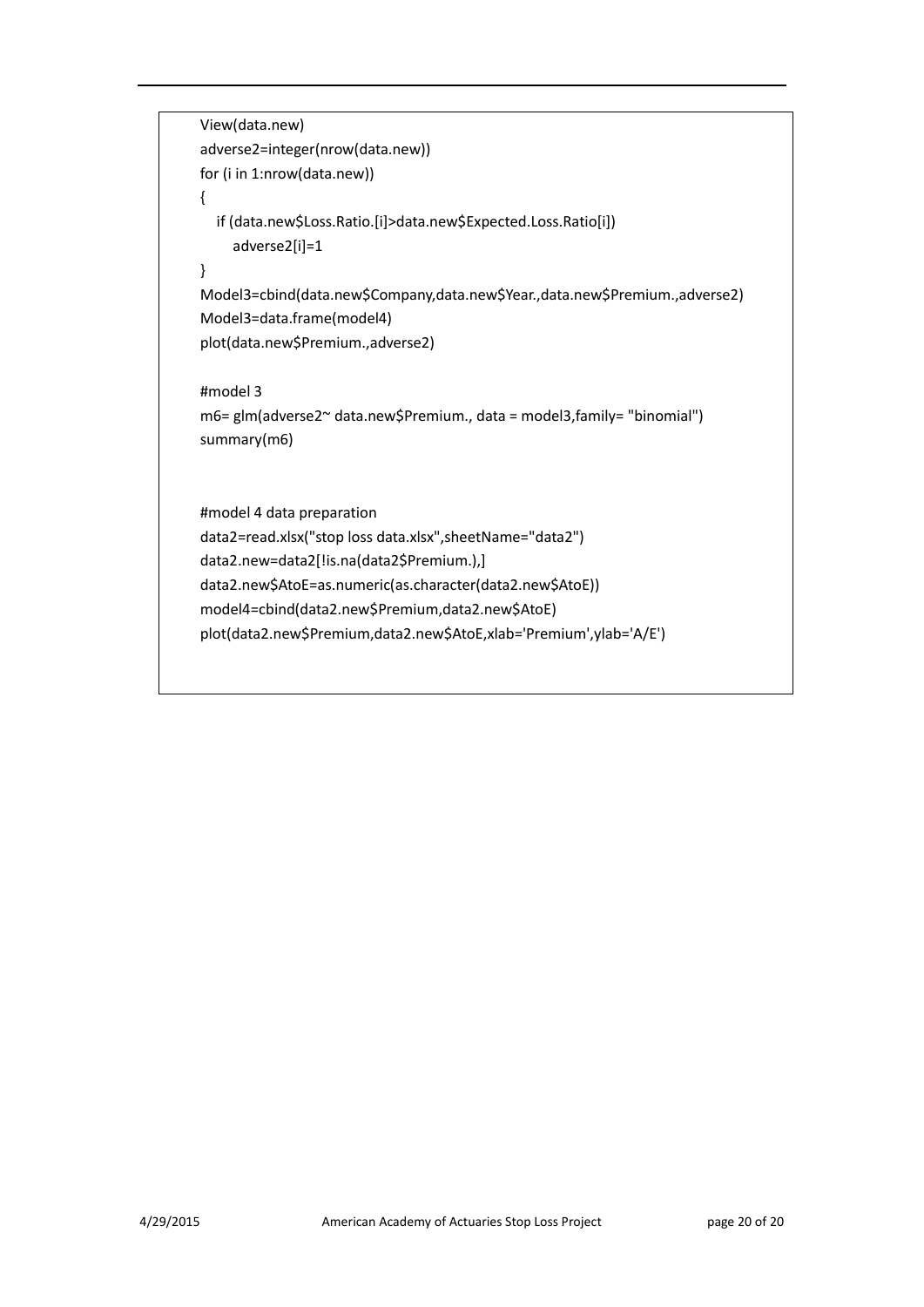```
View(data.new)
adverse2=integer(nrow(data.new))
for (i in 1:nrow(data.new))
{
   if (data.new$Loss.Ratio.[i]>data.new$Expected.Loss.Ratio[i])
      adverse2[i]=1
}
Model3=cbind(data.new$Company,data.new$Year.,data.new$Premium.,adverse2)
Model3=data.frame(model4)
plot(data.new$Premium.,adverse2)

#model 3
m6= glm(adverse2~ data.new$Premium., data = model3,family= "binomial")
summary(m6)


#model 4 data preparation
data2=read.xlsx("stop loss data.xlsx",sheetName="data2")
data2.new=data2[!is.na(data2$Premium.),]
data2.new$AtoE=as.numeric(as.character(data2.new$AtoE))
model4=cbind(data2.new$Premium,data2.new$AtoE)
plot(data2.new$Premium,data2.new$AtoE,xlab='Premium',ylab='A/E')
```